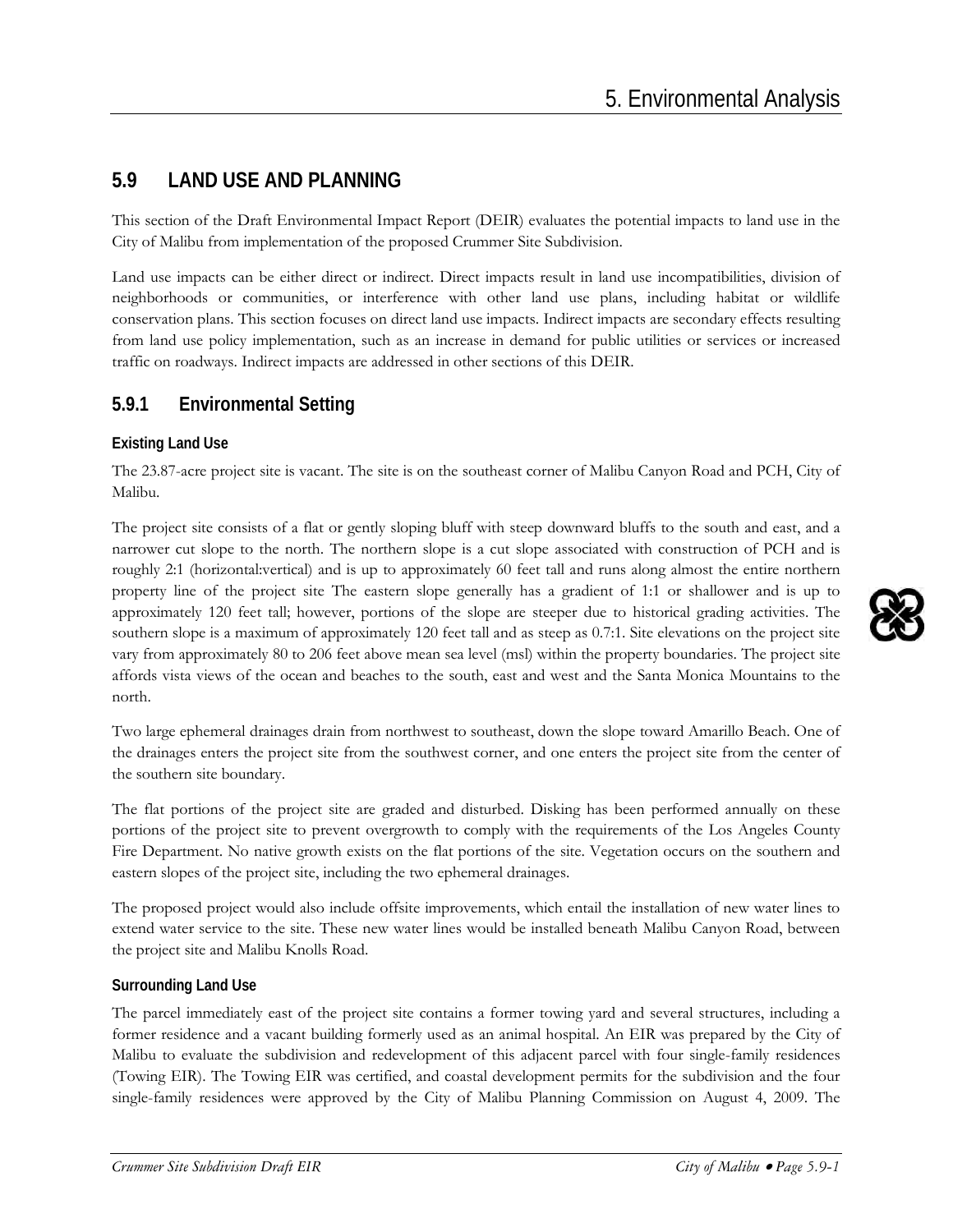## 5.9 LAND USE AND PLANNING

This section of the Draft Environmental Impact Report (DEIR) evaluates the potential impacts to land use in the City of Malibu from implementation of the proposed Crummer Site Subdivision.

Land use impacts can be either direct or indirect. Direct impacts result in land use incompatibilities, division of neighborhoods or communities, or interference with other land use plans, including habitat or wildlife conservation plans. This section focuses on direct land use impacts. Indirect impacts are secondary effects resulting from land use policy implementation, such as an increase in demand for public utilities or services or increased traffic on roadways. Indirect impacts are addressed in other sections of this DEIR.

### 5.9.1 Environmental Setting

#### Existing Land Use

The 23.87-acre project site is vacant. The site is on the southeast corner of Malibu Canyon Road and PCH, City of Malibu.

The project site consists of a flat or gently sloping bluff with steep downward bluffs to the south and east, and a narrower cut slope to the north. The northern slope is a cut slope associated with construction of PCH and is roughly 2:1 (horizontal:vertical) and is up to approximately 60 feet tall and runs along almost the entire northern property line of the project site The eastern slope generally has a gradient of 1:1 or shallower and is up to approximately 120 feet tall; however, portions of the slope are steeper due to historical grading activities. The southern slope is a maximum of approximately 120 feet tall and as steep as 0.7:1. Site elevations on the project site vary from approximately 80 to 206 feet above mean sea level (msl) within the property boundaries. The project site affords vista views of the ocean and beaches to the south, east and west and the Santa Monica Mountains to the north.

Two large ephemeral drainages drain from northwest to southeast, down the slope toward Amarillo Beach. One of the drainages enters the project site from the southwest corner, and one enters the project site from the center of the southern site boundary.

The flat portions of the project site are graded and disturbed. Disking has been performed annually on these portions of the project site to prevent overgrowth to comply with the requirements of the Los Angeles County Fire Department. No native growth exists on the flat portions of the site. Vegetation occurs on the southern and eastern slopes of the project site, including the two ephemeral drainages.

The proposed project would also include offsite improvements, which entail the installation of new water lines to extend water service to the site. These new water lines would be installed beneath Malibu Canyon Road, between the project site and Malibu Knolls Road.

#### Surrounding Land Use

The parcel immediately east of the project site contains a former towing yard and several structures, including a former residence and a vacant building formerly used as an animal hospital. An EIR was prepared by the City of Malibu to evaluate the subdivision and redevelopment of this adjacent parcel with four single-family residences (Towing EIR). The Towing EIR was certified, and coastal development permits for the subdivision and the four single-family residences were approved by the City of Malibu Planning Commission on August 4, 2009. The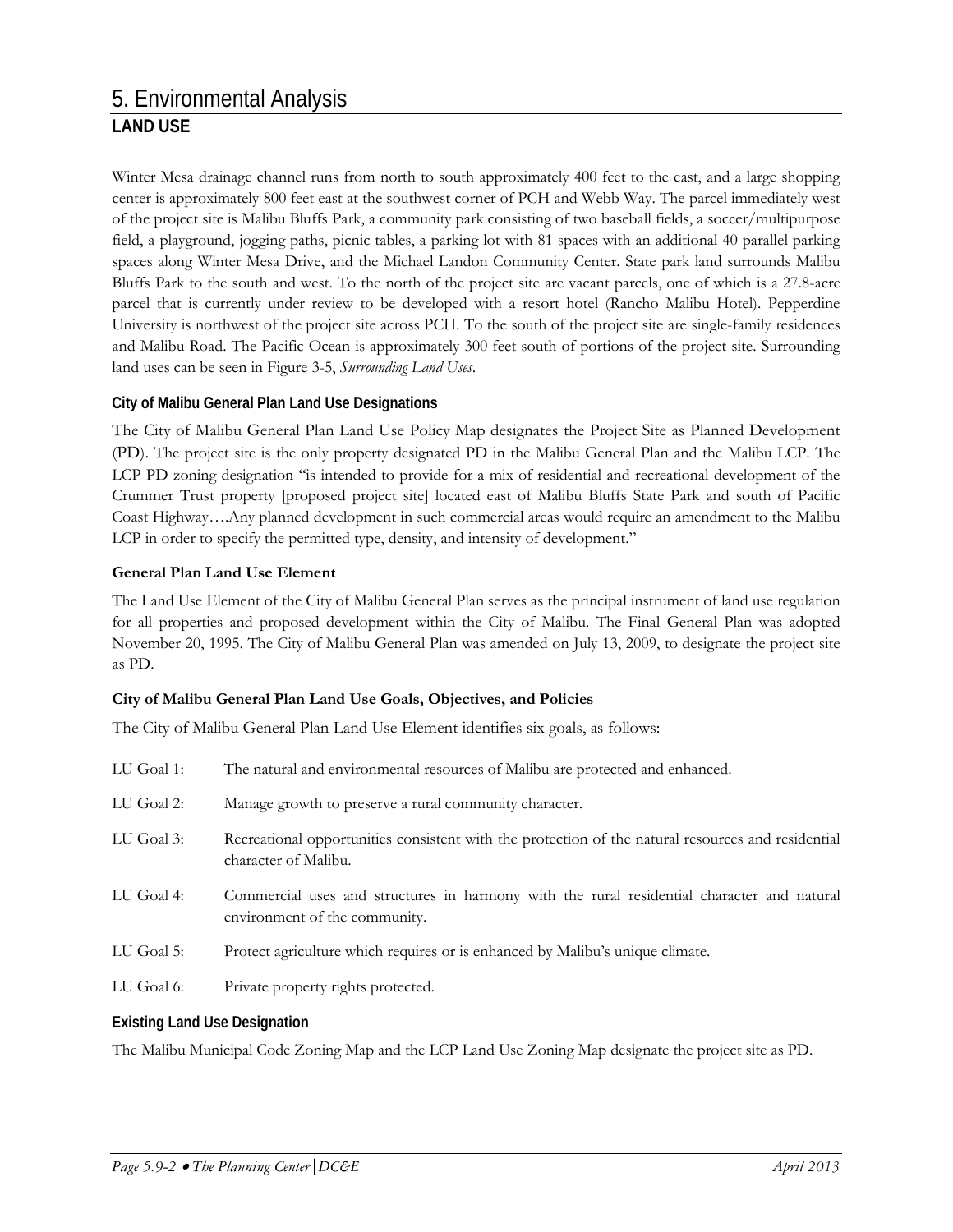Winter Mesa drainage channel runs from north to south approximately 400 feet to the east, and a large shopping center is approximately 800 feet east at the southwest corner of PCH and Webb Way. The parcel immediately west of the project site is Malibu Bluffs Park, a community park consisting of two baseball fields, a soccer/multipurpose field, a playground, jogging paths, picnic tables, a parking lot with 81 spaces with an additional 40 parallel parking spaces along Winter Mesa Drive, and the Michael Landon Community Center. State park land surrounds Malibu Bluffs Park to the south and west. To the north of the project site are vacant parcels, one of which is a 27.8-acre parcel that is currently under review to be developed with a resort hotel (Rancho Malibu Hotel). Pepperdine University is northwest of the project site across PCH. To the south of the project site are single-family residences and Malibu Road. The Pacific Ocean is approximately 300 feet south of portions of the project site. Surrounding land uses can be seen in Figure 3-5, *Surrounding Land Uses*.

### City of Malibu General Plan Land Use Designations

The City of Malibu General Plan Land Use Policy Map designates the Project Site as Planned Development (PD). The project site is the only property designated PD in the Malibu General Plan and the Malibu LCP. The LCP PD zoning designation "is intended to provide for a mix of residential and recreational development of the Crummer Trust property [proposed project site] located east of Malibu Bluffs State Park and south of Pacific Coast Highway….Any planned development in such commercial areas would require an amendment to the Malibu LCP in order to specify the permitted type, density, and intensity of development."

#### General Plan Land Use Element

The Land Use Element of the City of Malibu General Plan serves as the principal instrument of land use regulation for all properties and proposed development within the City of Malibu. The Final General Plan was adopted November 20, 1995. The City of Malibu General Plan was amended on July 13, 2009, to designate the project site as PD.

#### City of Malibu General Plan Land Use Goals, Objectives, and Policies

The City of Malibu General Plan Land Use Element identifies six goals, as follows:

- LU Goal 1: The natural and environmental resources of Malibu are protected and enhanced.
- LU Goal 2: Manage growth to preserve a rural community character.
- LU Goal 3: Recreational opportunities consistent with the protection of the natural resources and residential character of Malibu.
- LU Goal 4: Commercial uses and structures in harmony with the rural residential character and natural environment of the community.
- LU Goal 5: Protect agriculture which requires or is enhanced by Malibu's unique climate.
- LU Goal 6: Private property rights protected.

### Existing Land Use Designation

The Malibu Municipal Code Zoning Map and the LCP Land Use Zoning Map designate the project site as PD.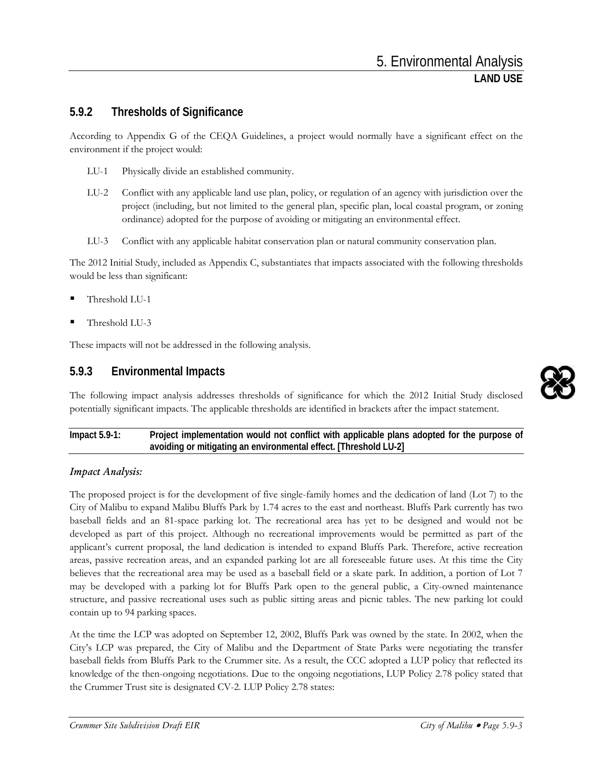### 5.9.2 Thresholds of Significance

According to Appendix G of the CEQA Guidelines, a project would normally have a significant effect on the environment if the project would:

- LU-1 Physically divide an established community.
- LU-2 Conflict with any applicable land use plan, policy, or regulation of an agency with jurisdiction over the project (including, but not limited to the general plan, specific plan, local coastal program, or zoning ordinance) adopted for the purpose of avoiding or mitigating an environmental effect.
- LU-3 Conflict with any applicable habitat conservation plan or natural community conservation plan.

The 2012 Initial Study, included as Appendix C, substantiates that impacts associated with the following thresholds would be less than significant:

- Threshold LU-1
- Threshold LU-3

These impacts will not be addressed in the following analysis.

### 5.9.3 Environmental Impacts

The following impact analysis addresses thresholds of significance for which the 2012 Initial Study disclosed potentially significant impacts. The applicable thresholds are identified in brackets after the impact statement.

**Impact 5.9-1: Project implementation would not conflict with applicable plans adopted for the purpose of avoiding or mitigating an environmental effect. [Threshold LU-2]**

*Impact Analysis:*

The proposed project is for the development of five single-family homes and the dedication of land (Lot 7) to the City of Malibu to expand Malibu Bluffs Park by 1.74 acres to the east and northeast. Bluffs Park currently has two baseball fields and an 81-space parking lot. The recreational area has yet to be designed and would not be developed as part of this project. Although no recreational improvements would be permitted as part of the applicant's current proposal, the land dedication is intended to expand Bluffs Park. Therefore, active recreation areas, passive recreation areas, and an expanded parking lot are all foreseeable future uses. At this time the City believes that the recreational area may be used as a baseball field or a skate park. In addition, a portion of Lot 7 may be developed with a parking lot for Bluffs Park open to the general public, a City-owned maintenance structure, and passive recreational uses such as public sitting areas and picnic tables. The new parking lot could contain up to 94 parking spaces.

At the time the LCP was adopted on September 12, 2002, Bluffs Park was owned by the state. In 2002, when the City's LCP was prepared, the City of Malibu and the Department of State Parks were negotiating the transfer baseball fields from Bluffs Park to the Crummer site. As a result, the CCC adopted a LUP policy that reflected its knowledge of the then-ongoing negotiations. Due to the ongoing negotiations, LUP Policy 2.78 policy stated that the Crummer Trust site is designated CV-2. LUP Policy 2.78 states: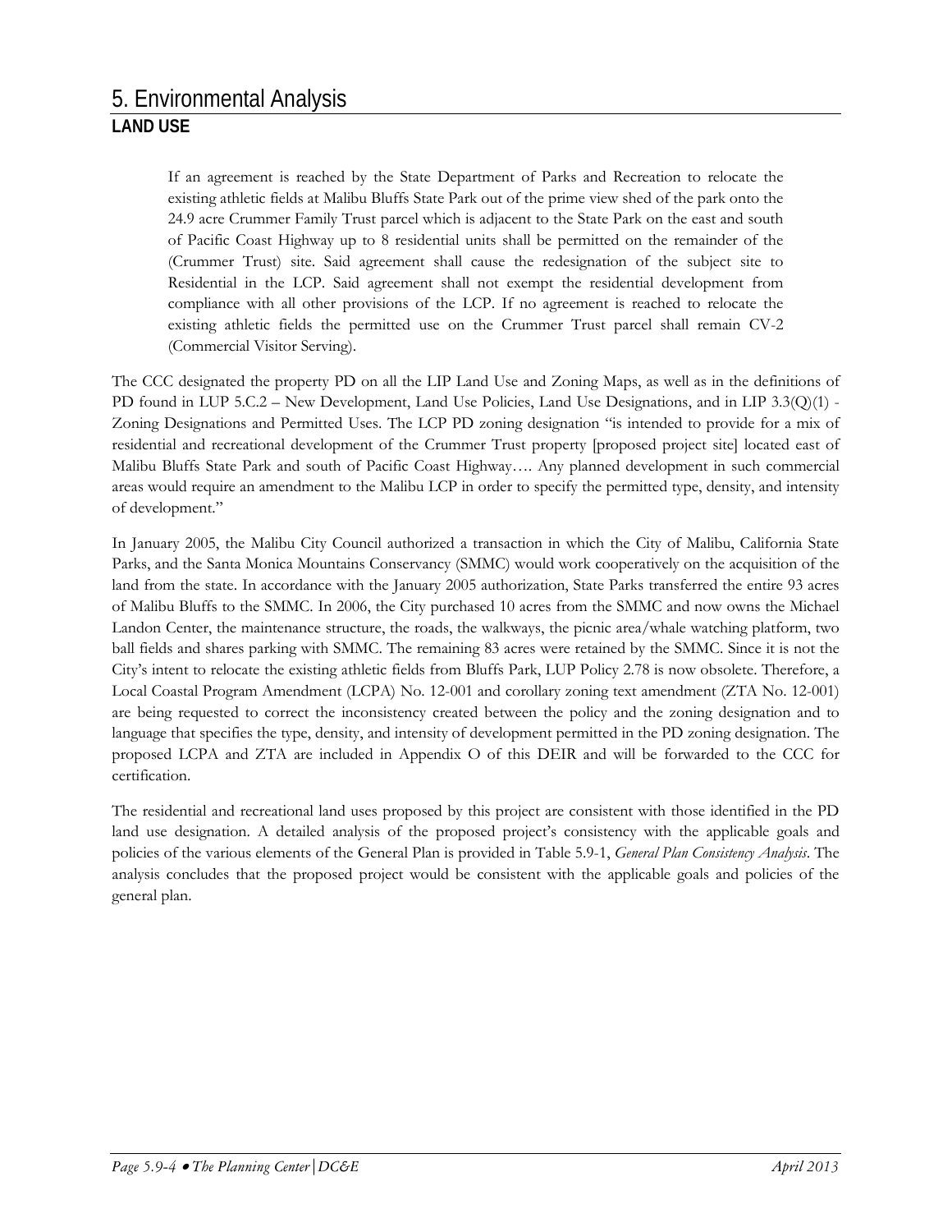# 5. Environmental Analysis

## LAND USE

> If an agreement is reached by the State Department of Parks and Recreation to relocate the existing athletic fields at Malibu Bluffs State Park out of the prime view shed of the park onto the 24.9 acre Crummer Family Trust parcel which is adjacent to the State Park on the east and south of Pacific Coast Highway up to 8 residential units shall be permitted on the remainder of the (Crummer Trust) site. Said agreement shall cause the redesignation of the subject site to Residential in the LCP. Said agreement shall not exempt the residential development from compliance with all other provisions of the LCP. If no agreement is reached to relocate the existing athletic fields the permitted use on the Crummer Trust parcel shall remain CV-2 (Commercial Visitor Serving).

The CCC designated the property PD on all the LIP Land Use and Zoning Maps, as well as in the definitions of PD found in LUP 5.C.2 – New Development, Land Use Policies, Land Use Designations, and in LIP 3.3(Q)(1) - Zoning Designations and Permitted Uses. The LCP PD zoning designation "is intended to provide for a mix of residential and recreational development of the Crummer Trust property [proposed project site] located east of Malibu Bluffs State Park and south of Pacific Coast Highway…. Any planned development in such commercial areas would require an amendment to the Malibu LCP in order to specify the permitted type, density, and intensity of development."

In January 2005, the Malibu City Council authorized a transaction in which the City of Malibu, California State Parks, and the Santa Monica Mountains Conservancy (SMMC) would work cooperatively on the acquisition of the land from the state. In accordance with the January 2005 authorization, State Parks transferred the entire 93 acres of Malibu Bluffs to the SMMC. In 2006, the City purchased 10 acres from the SMMC and now owns the Michael Landon Center, the maintenance structure, the roads, the walkways, the picnic area/whale watching platform, two ball fields and shares parking with SMMC. The remaining 83 acres were retained by the SMMC. Since it is not the City's intent to relocate the existing athletic fields from Bluffs Park, LUP Policy 2.78 is now obsolete. Therefore, a Local Coastal Program Amendment (LCPA) No. 12-001 and corollary zoning text amendment (ZTA No. 12-001) are being requested to correct the inconsistency created between the policy and the zoning designation and to language that specifies the type, density, and intensity of development permitted in the PD zoning designation. The proposed LCPA and ZTA are included in Appendix O of this DEIR and will be forwarded to the CCC for certification.

The residential and recreational land uses proposed by this project are consistent with those identified in the PD land use designation. A detailed analysis of the proposed project's consistency with the applicable goals and policies of the various elements of the General Plan is provided in Table 5.9-1, *General Plan Consistency Analysis*. The analysis concludes that the proposed project would be consistent with the applicable goals and policies of the general plan.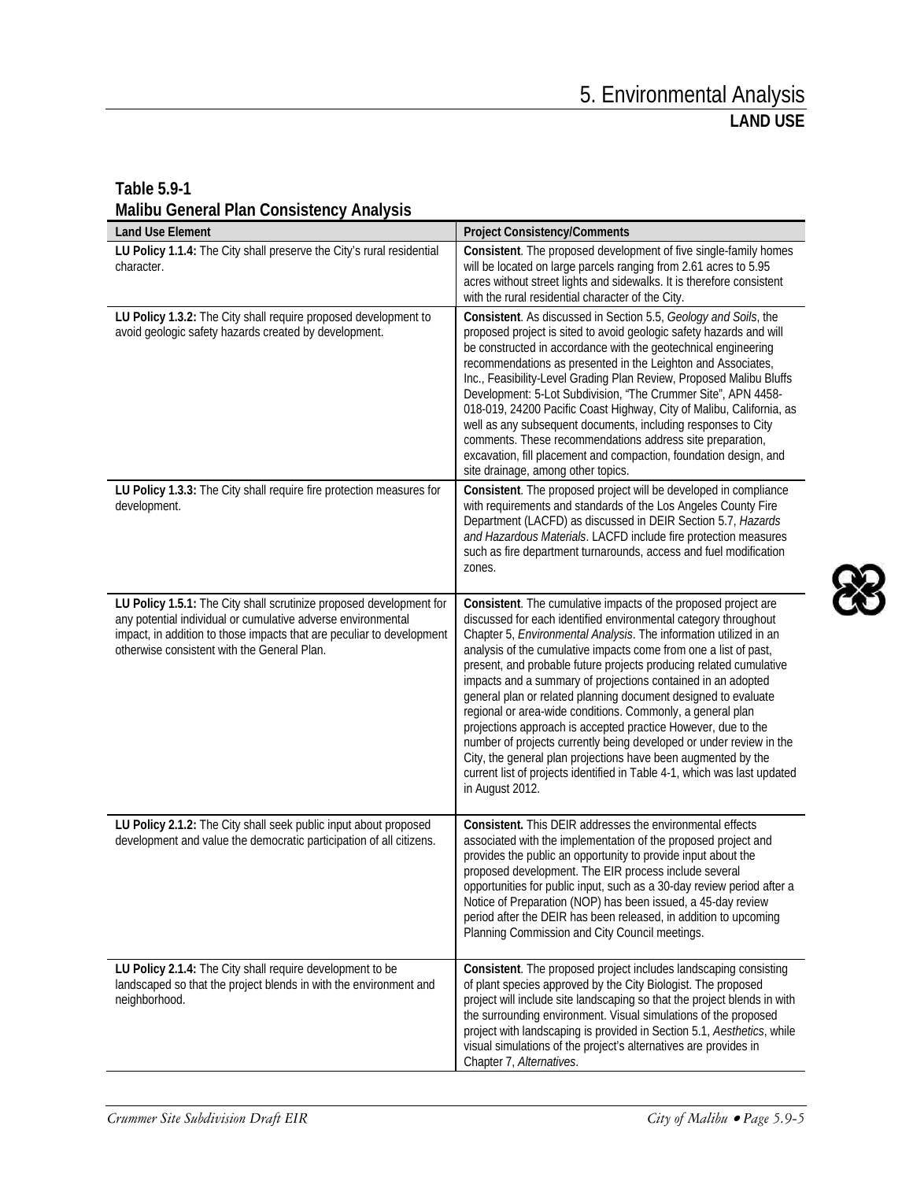**Table 5.9-1**
**Malibu General Plan Consistency Analysis**

| Land Use Element | Project Consistency/Comments |
|---|---|
| **LU Policy 1.1.4:** The City shall preserve the City's rural residential character. | **Consistent**. The proposed development of five single-family homes will be located on large parcels ranging from 2.61 acres to 5.95 acres without street lights and sidewalks. It is therefore consistent with the rural residential character of the City. |
| **LU Policy 1.3.2:** The City shall require proposed development to avoid geologic safety hazards created by development. | **Consistent**. As discussed in Section 5.5, *Geology and Soils*, the proposed project is sited to avoid geologic safety hazards and will be constructed in accordance with the geotechnical engineering recommendations as presented in the Leighton and Associates, Inc., Feasibility-Level Grading Plan Review, Proposed Malibu Bluffs Development: 5-Lot Subdivision, "The Crummer Site", APN 4458-018-019, 24200 Pacific Coast Highway, City of Malibu, California, as well as any subsequent documents, including responses to City comments. These recommendations address site preparation, excavation, fill placement and compaction, foundation design, and site drainage, among other topics. |
| **LU Policy 1.3.3:** The City shall require fire protection measures for development. | **Consistent**. The proposed project will be developed in compliance with requirements and standards of the Los Angeles County Fire Department (LACFD) as discussed in DEIR Section 5.7, *Hazards and Hazardous Materials*. LACFD include fire protection measures such as fire department turnarounds, access and fuel modification zones. |
| **LU Policy 1.5.1:** The City shall scrutinize proposed development for any potential individual or cumulative adverse environmental impact, in addition to those impacts that are peculiar to development otherwise consistent with the General Plan. | **Consistent**. The cumulative impacts of the proposed project are discussed for each identified environmental category throughout Chapter 5, *Environmental Analysis*. The information utilized in an analysis of the cumulative impacts come from one a list of past, present, and probable future projects producing related cumulative impacts and a summary of projections contained in an adopted general plan or related planning document designed to evaluate regional or area-wide conditions. Commonly, a general plan projections approach is accepted practice However, due to the number of projects currently being developed or under review in the City, the general plan projections have been augmented by the current list of projects identified in Table 4-1, which was last updated in August 2012. |
| **LU Policy 2.1.2:** The City shall seek public input about proposed development and value the democratic participation of all citizens. | **Consistent.** This DEIR addresses the environmental effects associated with the implementation of the proposed project and provides the public an opportunity to provide input about the proposed development. The EIR process include several opportunities for public input, such as a 30-day review period after a Notice of Preparation (NOP) has been issued, a 45-day review period after the DEIR has been released, in addition to upcoming Planning Commission and City Council meetings. |
| **LU Policy 2.1.4:** The City shall require development to be landscaped so that the project blends in with the environment and neighborhood. | **Consistent**. The proposed project includes landscaping consisting of plant species approved by the City Biologist. The proposed project will include site landscaping so that the project blends in with the surrounding environment. Visual simulations of the proposed project with landscaping is provided in Section 5.1, *Aesthetics*, while visual simulations of the project's alternatives are provides in Chapter 7, *Alternatives*. |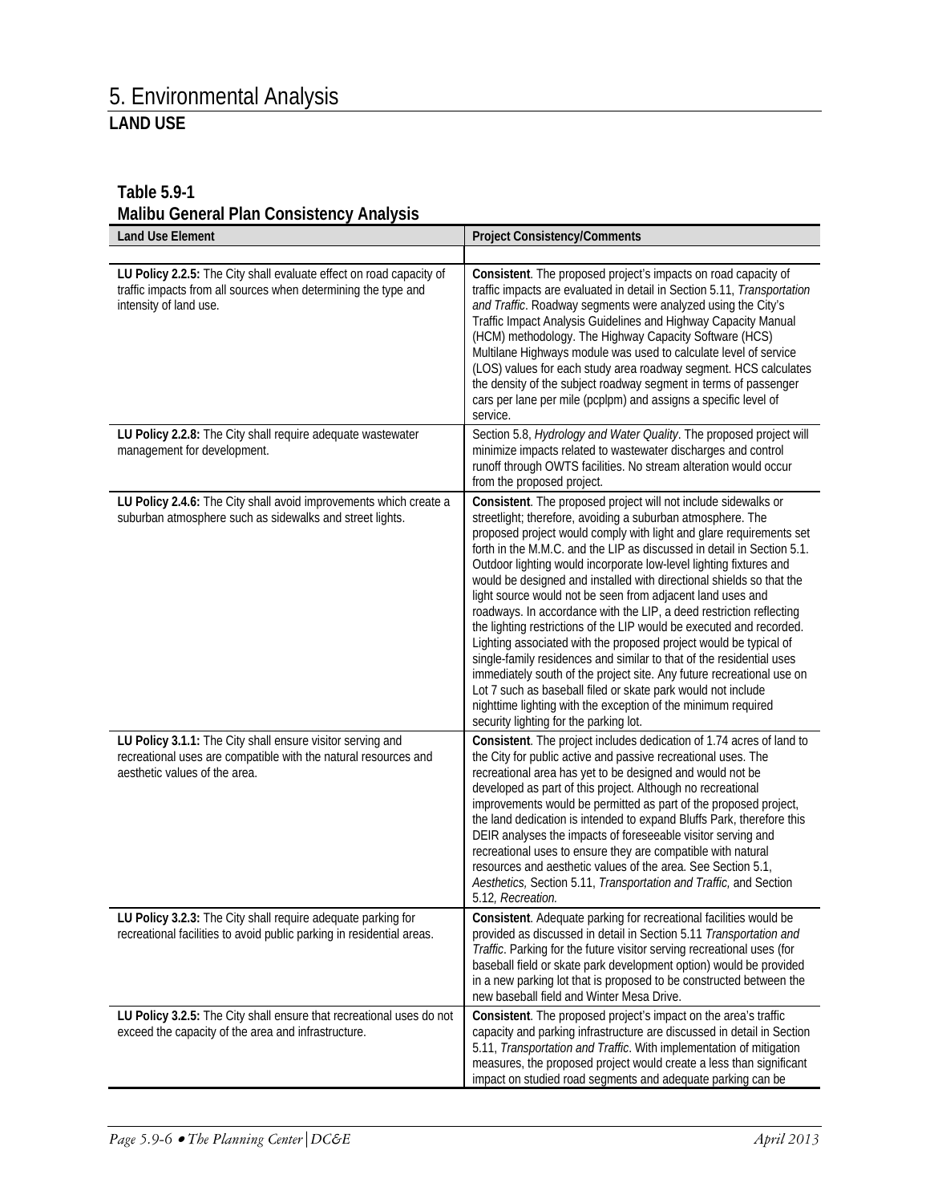# 5. Environmental Analysis

## LAND USE

**Table 5.9-1**
**Malibu General Plan Consistency Analysis**

| Land Use Element | Project Consistency/Comments |
|---|---|
| | |
| **LU Policy 2.2.5:** The City shall evaluate effect on road capacity of traffic impacts from all sources when determining the type and intensity of land use. | **Consistent**. The proposed project's impacts on road capacity of traffic impacts are evaluated in detail in Section 5.11, *Transportation and Traffic*. Roadway segments were analyzed using the City's Traffic Impact Analysis Guidelines and Highway Capacity Manual (HCM) methodology. The Highway Capacity Software (HCS) Multilane Highways module was used to calculate level of service (LOS) values for each study area roadway segment. HCS calculates the density of the subject roadway segment in terms of passenger cars per lane per mile (pcplpm) and assigns a specific level of service. |
| **LU Policy 2.2.8:** The City shall require adequate wastewater management for development. | Section 5.8, *Hydrology and Water Quality*. The proposed project will minimize impacts related to wastewater discharges and control runoff through OWTS facilities. No stream alteration would occur from the proposed project. |
| **LU Policy 2.4.6:** The City shall avoid improvements which create a suburban atmosphere such as sidewalks and street lights. | **Consistent**. The proposed project will not include sidewalks or streetlight; therefore, avoiding a suburban atmosphere. The proposed project would comply with light and glare requirements set forth in the M.M.C. and the LIP as discussed in detail in Section 5.1. Outdoor lighting would incorporate low-level lighting fixtures and would be designed and installed with directional shields so that the light source would not be seen from adjacent land uses and roadways. In accordance with the LIP, a deed restriction reflecting the lighting restrictions of the LIP would be executed and recorded. Lighting associated with the proposed project would be typical of single-family residences and similar to that of the residential uses immediately south of the project site. Any future recreational use on Lot 7 such as baseball filed or skate park would not include nighttime lighting with the exception of the minimum required security lighting for the parking lot. |
| **LU Policy 3.1.1:** The City shall ensure visitor serving and recreational uses are compatible with the natural resources and aesthetic values of the area. | **Consistent**. The project includes dedication of 1.74 acres of land to the City for public active and passive recreational uses. The recreational area has yet to be designed and would not be developed as part of this project. Although no recreational improvements would be permitted as part of the proposed project, the land dedication is intended to expand Bluffs Park, therefore this DEIR analyses the impacts of foreseeable visitor serving and recreational uses to ensure they are compatible with natural resources and aesthetic values of the area. See Section 5.1, *Aesthetics,* Section 5.11, *Transportation and Traffic,* and Section 5.12*, Recreation.* |
| **LU Policy 3.2.3:** The City shall require adequate parking for recreational facilities to avoid public parking in residential areas. | **Consistent**. Adequate parking for recreational facilities would be provided as discussed in detail in Section 5.11 *Transportation and Traffic*. Parking for the future visitor serving recreational uses (for baseball field or skate park development option) would be provided in a new parking lot that is proposed to be constructed between the new baseball field and Winter Mesa Drive. |
| **LU Policy 3.2.5:** The City shall ensure that recreational uses do not exceed the capacity of the area and infrastructure. | **Consistent**. The proposed project's impact on the area's traffic capacity and parking infrastructure are discussed in detail in Section 5.11, *Transportation and Traffic*. With implementation of mitigation measures, the proposed project would create a less than significant impact on studied road segments and adequate parking can be |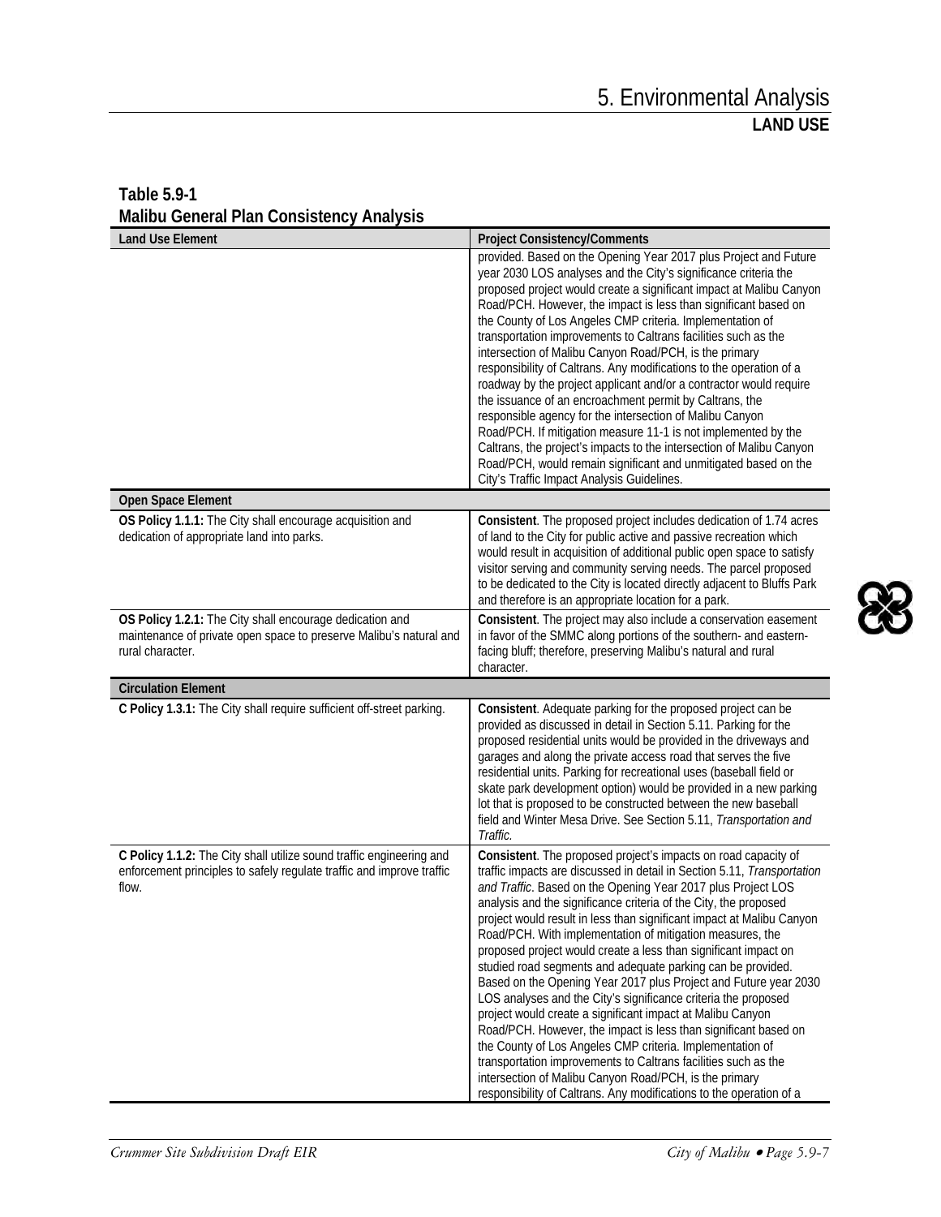**Table 5.9-1**
**Malibu General Plan Consistency Analysis**

| Land Use Element | Project Consistency/Comments |
|---|---|
| | provided. Based on the Opening Year 2017 plus Project and Future year 2030 LOS analyses and the City's significance criteria the proposed project would create a significant impact at Malibu Canyon Road/PCH. However, the impact is less than significant based on the County of Los Angeles CMP criteria. Implementation of transportation improvements to Caltrans facilities such as the intersection of Malibu Canyon Road/PCH, is the primary responsibility of Caltrans. Any modifications to the operation of a roadway by the project applicant and/or a contractor would require the issuance of an encroachment permit by Caltrans, the responsible agency for the intersection of Malibu Canyon Road/PCH. If mitigation measure 11-1 is not implemented by the Caltrans, the project's impacts to the intersection of Malibu Canyon Road/PCH, would remain significant and unmitigated based on the City's Traffic Impact Analysis Guidelines. |
| **Open Space Element** | |
| **OS Policy 1.1.1:** The City shall encourage acquisition and dedication of appropriate land into parks. | **Consistent**. The proposed project includes dedication of 1.74 acres of land to the City for public active and passive recreation which would result in acquisition of additional public open space to satisfy visitor serving and community serving needs. The parcel proposed to be dedicated to the City is located directly adjacent to Bluffs Park and therefore is an appropriate location for a park. |
| **OS Policy 1.2.1:** The City shall encourage dedication and maintenance of private open space to preserve Malibu's natural and rural character. | **Consistent**. The project may also include a conservation easement in favor of the SMMC along portions of the southern- and eastern-facing bluff; therefore, preserving Malibu's natural and rural character. |
| **Circulation Element** | |
| **C Policy 1.3.1:** The City shall require sufficient off-street parking. | **Consistent**. Adequate parking for the proposed project can be provided as discussed in detail in Section 5.11. Parking for the proposed residential units would be provided in the driveways and garages and along the private access road that serves the five residential units. Parking for recreational uses (baseball field or skate park development option) would be provided in a new parking lot that is proposed to be constructed between the new baseball field and Winter Mesa Drive. See Section 5.11, *Transportation and Traffic*. |
| **C Policy 1.1.2:** The City shall utilize sound traffic engineering and enforcement principles to safely regulate traffic and improve traffic flow. | **Consistent**. The proposed project's impacts on road capacity of traffic impacts are discussed in detail in Section 5.11, *Transportation and Traffic*. Based on the Opening Year 2017 plus Project LOS analysis and the significance criteria of the City, the proposed project would result in less than significant impact at Malibu Canyon Road/PCH. With implementation of mitigation measures, the proposed project would create a less than significant impact on studied road segments and adequate parking can be provided. Based on the Opening Year 2017 plus Project and Future year 2030 LOS analyses and the City's significance criteria the proposed project would create a significant impact at Malibu Canyon Road/PCH. However, the impact is less than significant based on the County of Los Angeles CMP criteria. Implementation of transportation improvements to Caltrans facilities such as the intersection of Malibu Canyon Road/PCH, is the primary responsibility of Caltrans. Any modifications to the operation of a |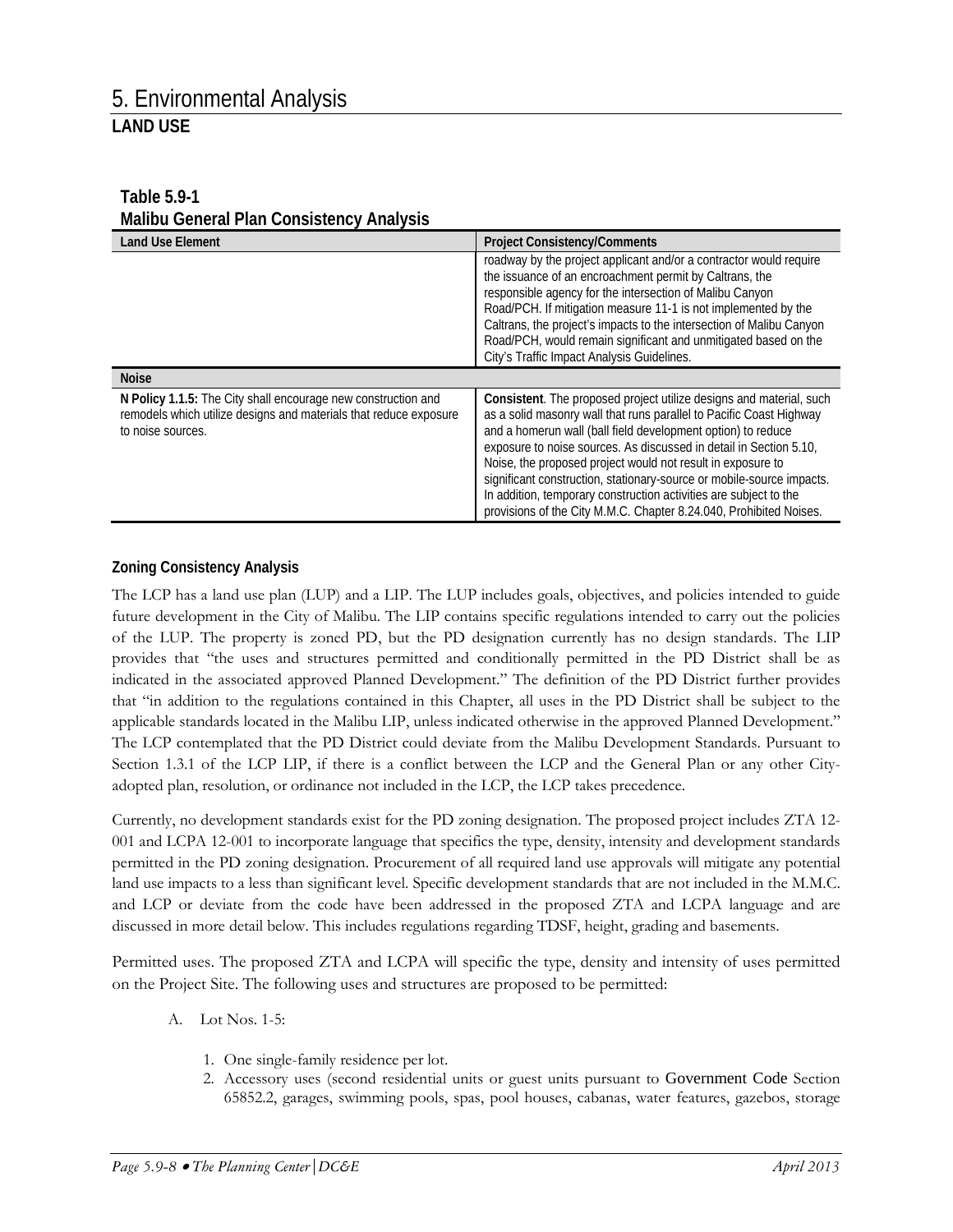**Table 5.9-1**
**Malibu General Plan Consistency Analysis**

| Land Use Element | Project Consistency/Comments |
|---|---|
| | roadway by the project applicant and/or a contractor would require the issuance of an encroachment permit by Caltrans, the responsible agency for the intersection of Malibu Canyon Road/PCH. If mitigation measure 11-1 is not implemented by the Caltrans, the project's impacts to the intersection of Malibu Canyon Road/PCH, would remain significant and unmitigated based on the City's Traffic Impact Analysis Guidelines. |
| **Noise** | |
| **N Policy 1.1.5:** The City shall encourage new construction and remodels which utilize designs and materials that reduce exposure to noise sources. | **Consistent**. The proposed project utilize designs and material, such as a solid masonry wall that runs parallel to Pacific Coast Highway and a homerun wall (ball field development option) to reduce exposure to noise sources. As discussed in detail in Section 5.10, Noise, the proposed project would not result in exposure to significant construction, stationary-source or mobile-source impacts. In addition, temporary construction activities are subject to the provisions of the City M.M.C. Chapter 8.24.040, Prohibited Noises. |

**Zoning Consistency Analysis**

The LCP has a land use plan (LUP) and a LIP. The LUP includes goals, objectives, and policies intended to guide future development in the City of Malibu. The LIP contains specific regulations intended to carry out the policies of the LUP. The property is zoned PD, but the PD designation currently has no design standards. The LIP provides that "the uses and structures permitted and conditionally permitted in the PD District shall be as indicated in the associated approved Planned Development." The definition of the PD District further provides that "in addition to the regulations contained in this Chapter, all uses in the PD District shall be subject to the applicable standards located in the Malibu LIP, unless indicated otherwise in the approved Planned Development." The LCP contemplated that the PD District could deviate from the Malibu Development Standards. Pursuant to Section 1.3.1 of the LCP LIP, if there is a conflict between the LCP and the General Plan or any other City-adopted plan, resolution, or ordinance not included in the LCP, the LCP takes precedence.

Currently, no development standards exist for the PD zoning designation. The proposed project includes ZTA 12-001 and LCPA 12-001 to incorporate language that specifies the type, density, intensity and development standards permitted in the PD zoning designation. Procurement of all required land use approvals will mitigate any potential land use impacts to a less than significant level. Specific development standards that are not included in the M.M.C. and LCP or deviate from the code have been addressed in the proposed ZTA and LCPA language and are discussed in more detail below. This includes regulations regarding TDSF, height, grading and basements.

Permitted uses. The proposed ZTA and LCPA will specific the type, density and intensity of uses permitted on the Project Site. The following uses and structures are proposed to be permitted:

A. Lot Nos. 1-5:

1. One single-family residence per lot.
2. Accessory uses (second residential units or guest units pursuant to Government Code Section 65852.2, garages, swimming pools, spas, pool houses, cabanas, water features, gazebos, storage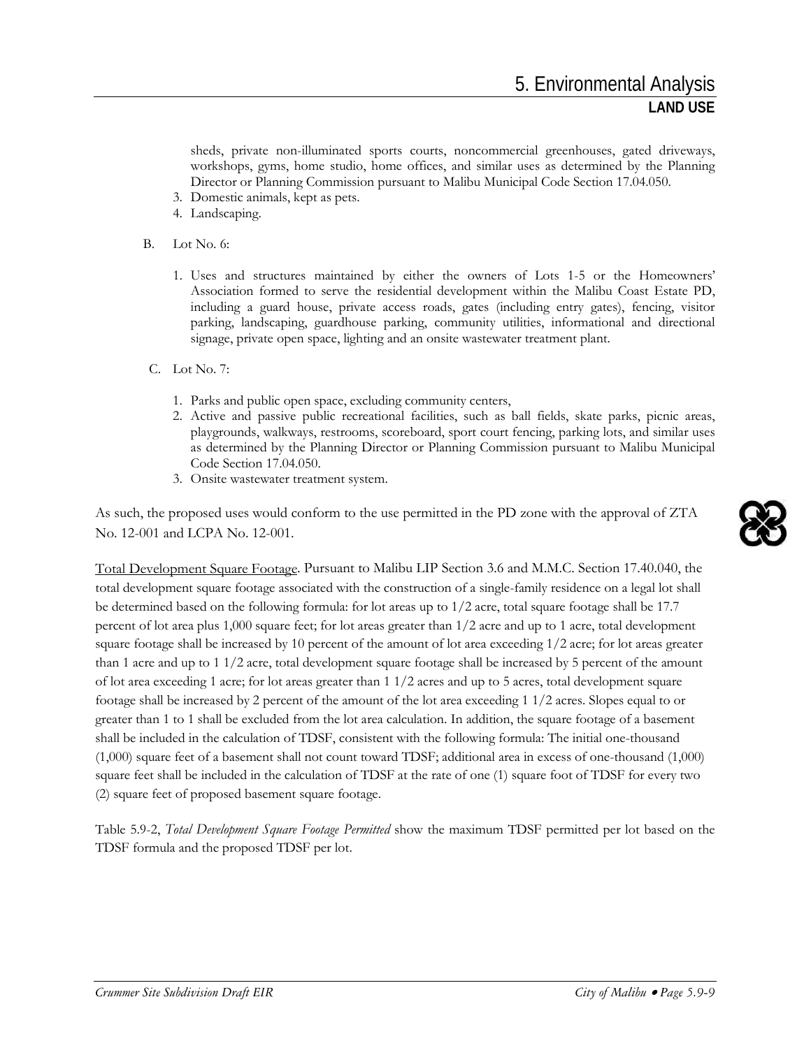sheds, private non-illuminated sports courts, noncommercial greenhouses, gated driveways, workshops, gyms, home studio, home offices, and similar uses as determined by the Planning Director or Planning Commission pursuant to Malibu Municipal Code Section 17.04.050.

3. Domestic animals, kept as pets.
4. Landscaping.

B. Lot No. 6:

1. Uses and structures maintained by either the owners of Lots 1-5 or the Homeowners' Association formed to serve the residential development within the Malibu Coast Estate PD, including a guard house, private access roads, gates (including entry gates), fencing, visitor parking, landscaping, guardhouse parking, community utilities, informational and directional signage, private open space, lighting and an onsite wastewater treatment plant.

C. Lot No. 7:

1. Parks and public open space, excluding community centers,
2. Active and passive public recreational facilities, such as ball fields, skate parks, picnic areas, playgrounds, walkways, restrooms, scoreboard, sport court fencing, parking lots, and similar uses as determined by the Planning Director or Planning Commission pursuant to Malibu Municipal Code Section 17.04.050.
3. Onsite wastewater treatment system.

As such, the proposed uses would conform to the use permitted in the PD zone with the approval of ZTA No. 12-001 and LCPA No. 12-001.

Total Development Square Footage. Pursuant to Malibu LIP Section 3.6 and M.M.C. Section 17.40.040, the total development square footage associated with the construction of a single-family residence on a legal lot shall be determined based on the following formula: for lot areas up to 1/2 acre, total square footage shall be 17.7 percent of lot area plus 1,000 square feet; for lot areas greater than 1/2 acre and up to 1 acre, total development square footage shall be increased by 10 percent of the amount of lot area exceeding 1/2 acre; for lot areas greater than 1 acre and up to 1 1/2 acre, total development square footage shall be increased by 5 percent of the amount of lot area exceeding 1 acre; for lot areas greater than 1 1/2 acres and up to 5 acres, total development square footage shall be increased by 2 percent of the amount of the lot area exceeding 1 1/2 acres. Slopes equal to or greater than 1 to 1 shall be excluded from the lot area calculation. In addition, the square footage of a basement shall be included in the calculation of TDSF, consistent with the following formula: The initial one-thousand (1,000) square feet of a basement shall not count toward TDSF; additional area in excess of one-thousand (1,000) square feet shall be included in the calculation of TDSF at the rate of one (1) square foot of TDSF for every two (2) square feet of proposed basement square footage.

Table 5.9-2, *Total Development Square Footage Permitted* show the maximum TDSF permitted per lot based on the TDSF formula and the proposed TDSF per lot.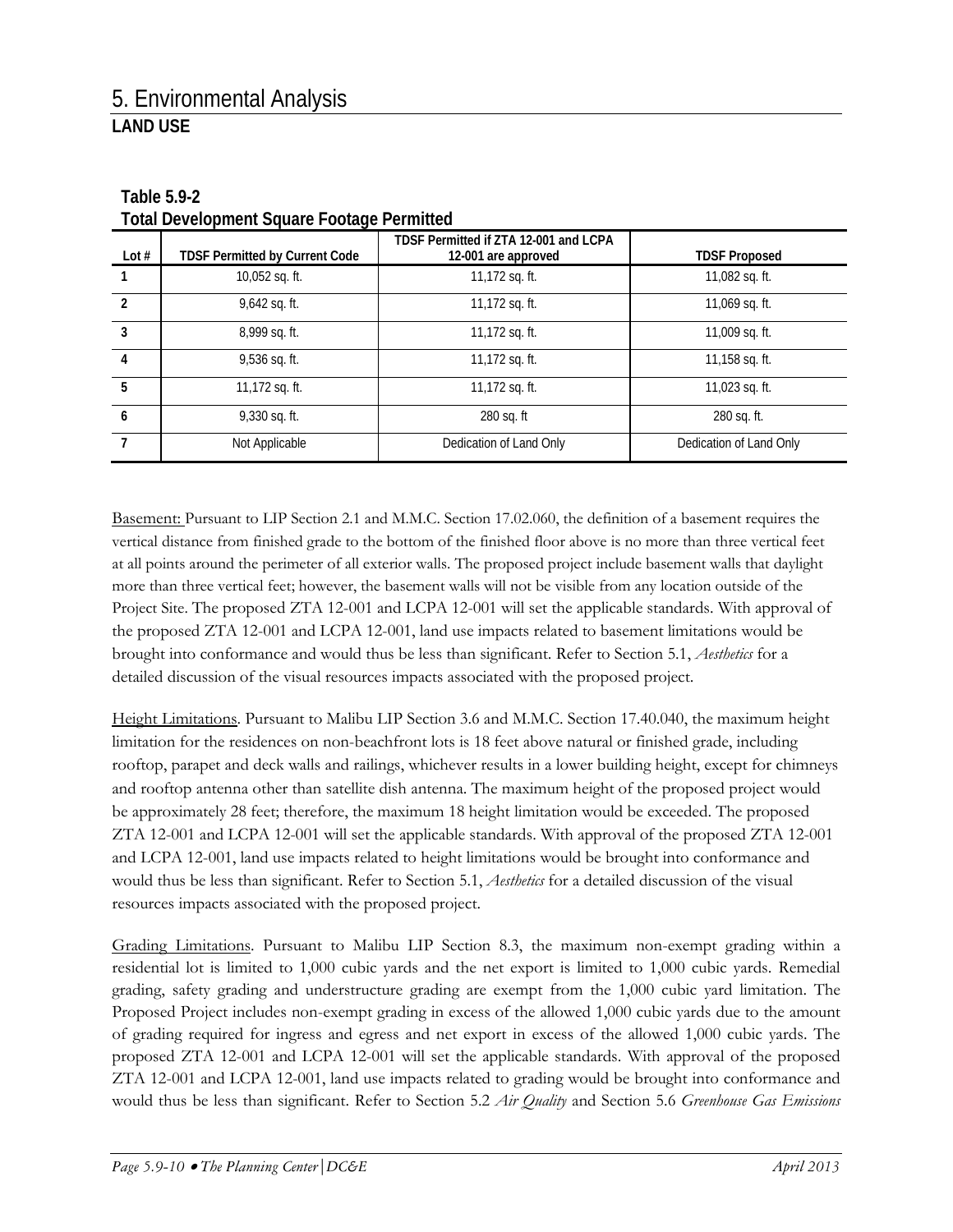# 5. Environmental Analysis

## LAND USE

**Table 5.9-2**
**Total Development Square Footage Permitted**

| Lot # | TDSF Permitted by Current Code | TDSF Permitted if ZTA 12-001 and LCPA 12-001 are approved | TDSF Proposed |
|---|---|---|---|
| 1 | 10,052 sq. ft. | 11,172 sq. ft. | 11,082 sq. ft. |
| 2 | 9,642 sq. ft. | 11,172 sq. ft. | 11,069 sq. ft. |
| 3 | 8,999 sq. ft. | 11,172 sq. ft. | 11,009 sq. ft. |
| 4 | 9,536 sq. ft. | 11,172 sq. ft. | 11,158 sq. ft. |
| 5 | 11,172 sq. ft. | 11,172 sq. ft. | 11,023 sq. ft. |
| 6 | 9,330 sq. ft. | 280 sq. ft | 280 sq. ft. |
| 7 | Not Applicable | Dedication of Land Only | Dedication of Land Only |

<u>Basement:</u> Pursuant to LIP Section 2.1 and M.M.C. Section 17.02.060, the definition of a basement requires the vertical distance from finished grade to the bottom of the finished floor above is no more than three vertical feet at all points around the perimeter of all exterior walls. The proposed project include basement walls that daylight more than three vertical feet; however, the basement walls will not be visible from any location outside of the Project Site. The proposed ZTA 12-001 and LCPA 12-001 will set the applicable standards. With approval of the proposed ZTA 12-001 and LCPA 12-001, land use impacts related to basement limitations would be brought into conformance and would thus be less than significant. Refer to Section 5.1, *Aesthetics* for a detailed discussion of the visual resources impacts associated with the proposed project.

<u>Height Limitations</u>. Pursuant to Malibu LIP Section 3.6 and M.M.C. Section 17.40.040, the maximum height limitation for the residences on non-beachfront lots is 18 feet above natural or finished grade, including rooftop, parapet and deck walls and railings, whichever results in a lower building height, except for chimneys and rooftop antenna other than satellite dish antenna. The maximum height of the proposed project would be approximately 28 feet; therefore, the maximum 18 height limitation would be exceeded. The proposed ZTA 12-001 and LCPA 12-001 will set the applicable standards. With approval of the proposed ZTA 12-001 and LCPA 12-001, land use impacts related to height limitations would be brought into conformance and would thus be less than significant. Refer to Section 5.1, *Aesthetics* for a detailed discussion of the visual resources impacts associated with the proposed project.

<u>Grading Limitations</u>. Pursuant to Malibu LIP Section 8.3, the maximum non-exempt grading within a residential lot is limited to 1,000 cubic yards and the net export is limited to 1,000 cubic yards. Remedial grading, safety grading and understructure grading are exempt from the 1,000 cubic yard limitation. The Proposed Project includes non-exempt grading in excess of the allowed 1,000 cubic yards due to the amount of grading required for ingress and egress and net export in excess of the allowed 1,000 cubic yards. The proposed ZTA 12-001 and LCPA 12-001 will set the applicable standards. With approval of the proposed ZTA 12-001 and LCPA 12-001, land use impacts related to grading would be brought into conformance and would thus be less than significant. Refer to Section 5.2 *Air Quality* and Section 5.6 *Greenhouse Gas Emissions*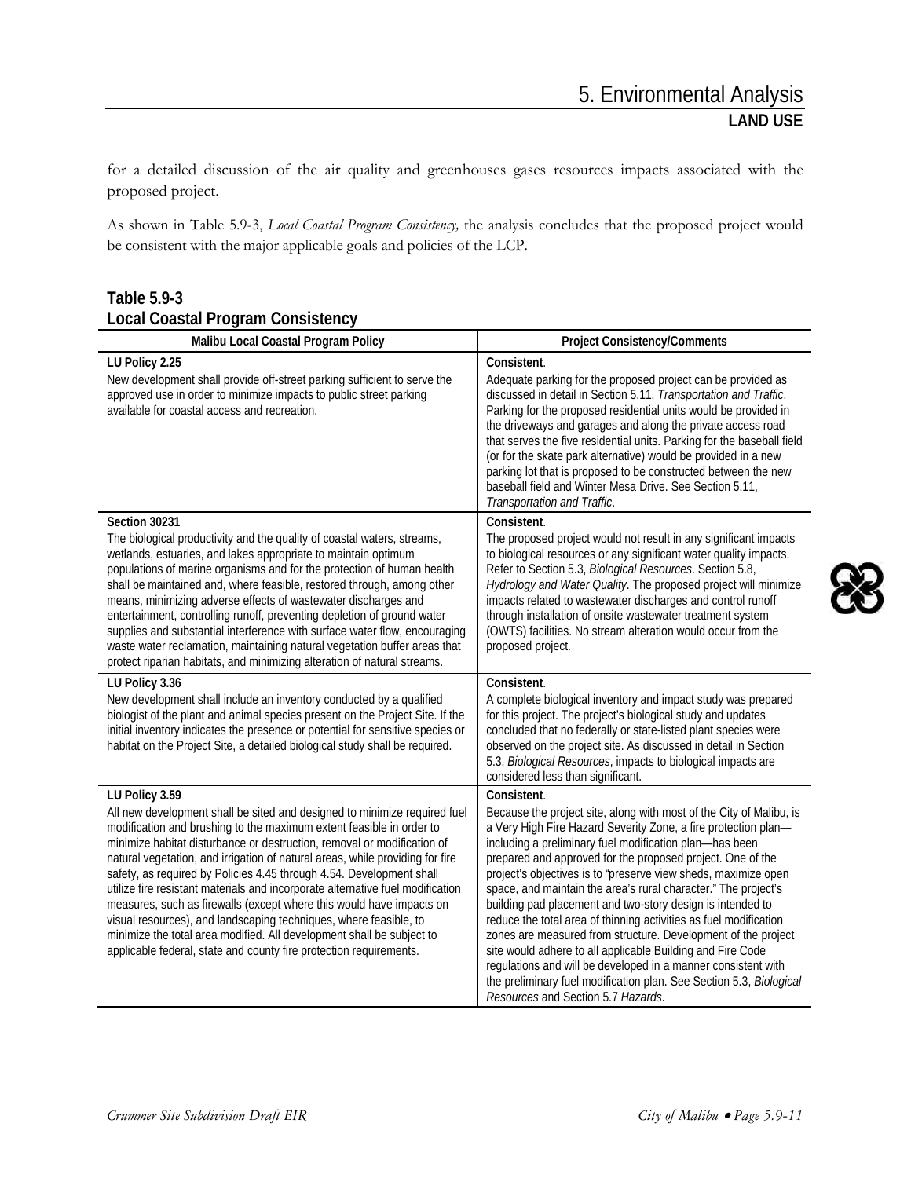for a detailed discussion of the air quality and greenhouses gases resources impacts associated with the proposed project.

As shown in Table 5.9-3, *Local Coastal Program Consistency,* the analysis concludes that the proposed project would be consistent with the major applicable goals and policies of the LCP.

**Table 5.9-3**
**Local Coastal Program Consistency**

| Malibu Local Coastal Program Policy | Project Consistency/Comments |
|---|---|
| **LU Policy 2.25**<br>New development shall provide off-street parking sufficient to serve the approved use in order to minimize impacts to public street parking available for coastal access and recreation. | **Consistent**.<br>Adequate parking for the proposed project can be provided as discussed in detail in Section 5.11, *Transportation and Traffic*. Parking for the proposed residential units would be provided in the driveways and garages and along the private access road that serves the five residential units. Parking for the baseball field (or for the skate park alternative) would be provided in a new parking lot that is proposed to be constructed between the new baseball field and Winter Mesa Drive. See Section 5.11, *Transportation and Traffic*. |
| **Section 30231**<br>The biological productivity and the quality of coastal waters, streams, wetlands, estuaries, and lakes appropriate to maintain optimum populations of marine organisms and for the protection of human health shall be maintained and, where feasible, restored through, among other means, minimizing adverse effects of wastewater discharges and entertainment, controlling runoff, preventing depletion of ground water supplies and substantial interference with surface water flow, encouraging waste water reclamation, maintaining natural vegetation buffer areas that protect riparian habitats, and minimizing alteration of natural streams. | **Consistent**.<br>The proposed project would not result in any significant impacts to biological resources or any significant water quality impacts. Refer to Section 5.3, *Biological Resources*. Section 5.8, *Hydrology and Water Quality*. The proposed project will minimize impacts related to wastewater discharges and control runoff through installation of onsite wastewater treatment system (OWTS) facilities. No stream alteration would occur from the proposed project. |
| **LU Policy 3.36**<br>New development shall include an inventory conducted by a qualified biologist of the plant and animal species present on the Project Site. If the initial inventory indicates the presence or potential for sensitive species or habitat on the Project Site, a detailed biological study shall be required. | **Consistent**.<br>A complete biological inventory and impact study was prepared for this project. The project's biological study and updates concluded that no federally or state-listed plant species were observed on the project site. As discussed in detail in Section 5.3, *Biological Resources*, impacts to biological impacts are considered less than significant. |
| **LU Policy 3.59**<br>All new development shall be sited and designed to minimize required fuel modification and brushing to the maximum extent feasible in order to minimize habitat disturbance or destruction, removal or modification of natural vegetation, and irrigation of natural areas, while providing for fire safety, as required by Policies 4.45 through 4.54. Development shall utilize fire resistant materials and incorporate alternative fuel modification measures, such as firewalls (except where this would have impacts on visual resources), and landscaping techniques, where feasible, to minimize the total area modified. All development shall be subject to applicable federal, state and county fire protection requirements. | **Consistent**.<br>Because the project site, along with most of the City of Malibu, is a Very High Fire Hazard Severity Zone, a fire protection plan—including a preliminary fuel modification plan—has been prepared and approved for the proposed project. One of the project's objectives is to "preserve view sheds, maximize open space, and maintain the area's rural character." The project's building pad placement and two-story design is intended to reduce the total area of thinning activities as fuel modification zones are measured from structure. Development of the project site would adhere to all applicable Building and Fire Code regulations and will be developed in a manner consistent with the preliminary fuel modification plan. See Section 5.3, *Biological Resources* and Section 5.7 *Hazards*. |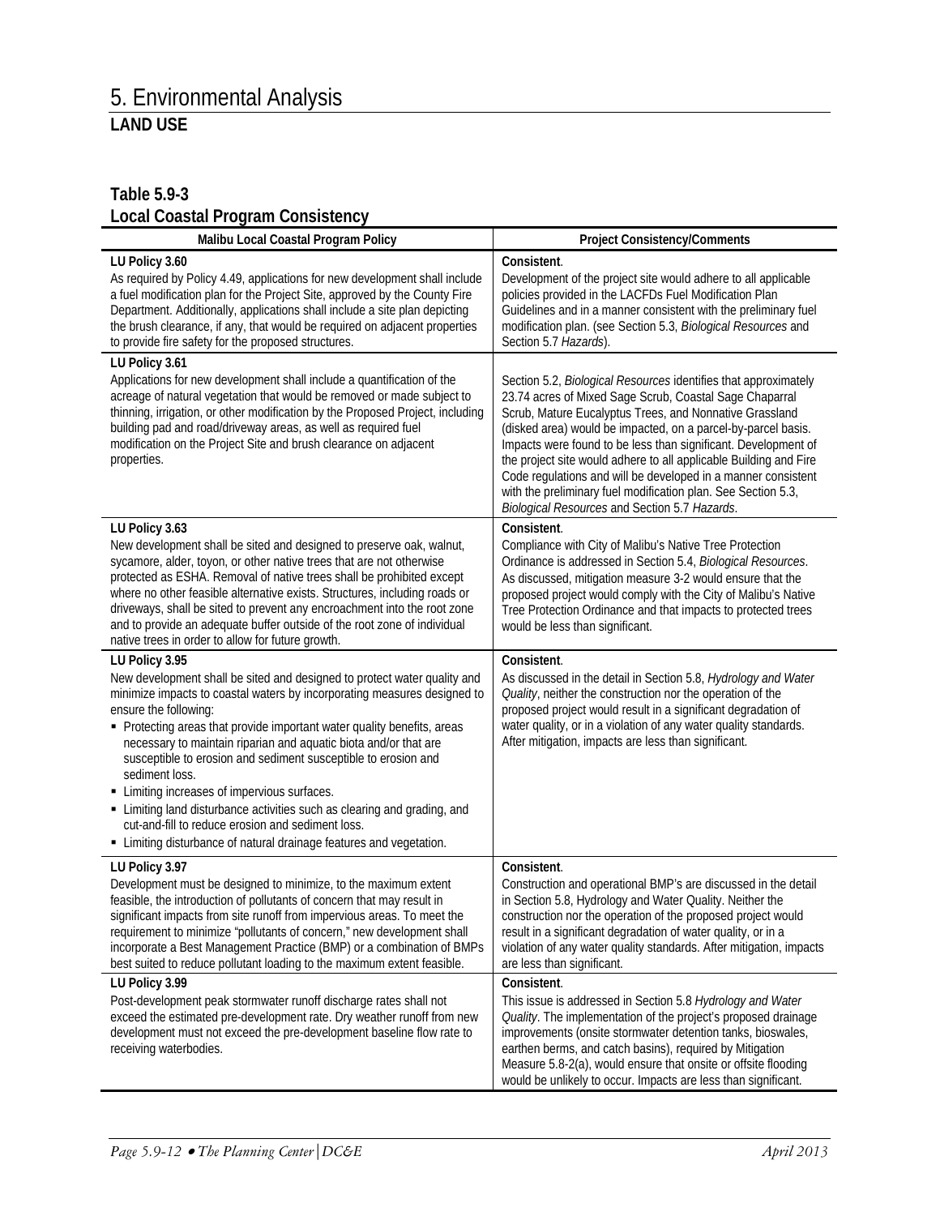# 5. Environmental Analysis

## LAND USE

**Table 5.9-3**
**Local Coastal Program Consistency**

| Malibu Local Coastal Program Policy | Project Consistency/Comments |
|---|---|
| **LU Policy 3.60**<br>As required by Policy 4.49, applications for new development shall include a fuel modification plan for the Project Site, approved by the County Fire Department. Additionally, applications shall include a site plan depicting the brush clearance, if any, that would be required on adjacent properties to provide fire safety for the proposed structures. | **Consistent**.<br>Development of the project site would adhere to all applicable policies provided in the LACFDs Fuel Modification Plan Guidelines and in a manner consistent with the preliminary fuel modification plan. (see Section 5.3, *Biological Resources* and Section 5.7 *Hazards*). |
| **LU Policy 3.61**<br>Applications for new development shall include a quantification of the acreage of natural vegetation that would be removed or made subject to thinning, irrigation, or other modification by the Proposed Project, including building pad and road/driveway areas, as well as required fuel modification on the Project Site and brush clearance on adjacent properties. | Section 5.2, *Biological Resources* identifies that approximately 23.74 acres of Mixed Sage Scrub, Coastal Sage Chaparral Scrub, Mature Eucalyptus Trees, and Nonnative Grassland (disked area) would be impacted, on a parcel-by-parcel basis. Impacts were found to be less than significant. Development of the project site would adhere to all applicable Building and Fire Code regulations and will be developed in a manner consistent with the preliminary fuel modification plan. See Section 5.3, *Biological Resources* and Section 5.7 *Hazards*. |
| **LU Policy 3.63**<br>New development shall be sited and designed to preserve oak, walnut, sycamore, alder, toyon, or other native trees that are not otherwise protected as ESHA. Removal of native trees shall be prohibited except where no other feasible alternative exists. Structures, including roads or driveways, shall be sited to prevent any encroachment into the root zone and to provide an adequate buffer outside of the root zone of individual native trees in order to allow for future growth. | **Consistent**.<br>Compliance with City of Malibu's Native Tree Protection Ordinance is addressed in Section 5.4, *Biological Resources*. As discussed, mitigation measure 3-2 would ensure that the proposed project would comply with the City of Malibu's Native Tree Protection Ordinance and that impacts to protected trees would be less than significant. |
| **LU Policy 3.95**<br>New development shall be sited and designed to protect water quality and minimize impacts to coastal waters by incorporating measures designed to ensure the following:<br>▪ Protecting areas that provide important water quality benefits, areas necessary to maintain riparian and aquatic biota and/or that are susceptible to erosion and sediment susceptible to erosion and sediment loss.<br>▪ Limiting increases of impervious surfaces.<br>▪ Limiting land disturbance activities such as clearing and grading, and cut-and-fill to reduce erosion and sediment loss.<br>▪ Limiting disturbance of natural drainage features and vegetation. | **Consistent**.<br>As discussed in the detail in Section 5.8, *Hydrology and Water Quality*, neither the construction nor the operation of the proposed project would result in a significant degradation of water quality, or in a violation of any water quality standards. After mitigation, impacts are less than significant. |
| **LU Policy 3.97**<br>Development must be designed to minimize, to the maximum extent feasible, the introduction of pollutants of concern that may result in significant impacts from site runoff from impervious areas. To meet the requirement to minimize "pollutants of concern," new development shall incorporate a Best Management Practice (BMP) or a combination of BMPs best suited to reduce pollutant loading to the maximum extent feasible. | **Consistent**.<br>Construction and operational BMP's are discussed in the detail in Section 5.8, Hydrology and Water Quality. Neither the construction nor the operation of the proposed project would result in a significant degradation of water quality, or in a violation of any water quality standards. After mitigation, impacts are less than significant. |
| **LU Policy 3.99**<br>Post-development peak stormwater runoff discharge rates shall not exceed the estimated pre-development rate. Dry weather runoff from new development must not exceed the pre-development baseline flow rate to receiving waterbodies. | **Consistent**.<br>This issue is addressed in Section 5.8 *Hydrology and Water Quality*. The implementation of the project's proposed drainage improvements (onsite stormwater detention tanks, bioswales, earthen berms, and catch basins), required by Mitigation Measure 5.8-2(a), would ensure that onsite or offsite flooding would be unlikely to occur. Impacts are less than significant. |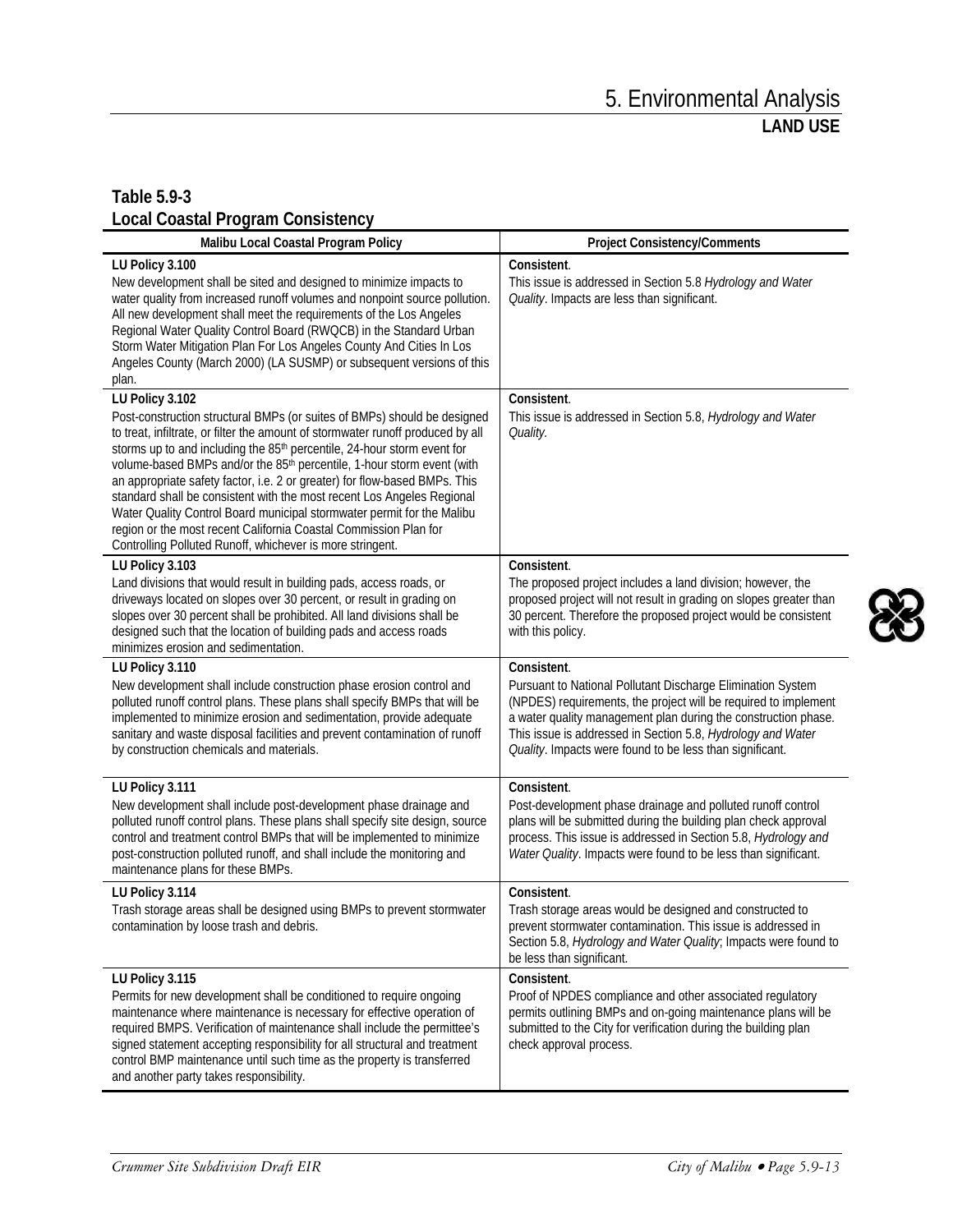**Table 5.9-3**
**Local Coastal Program Consistency**

| Malibu Local Coastal Program Policy | Project Consistency/Comments |
|---|---|
| **LU Policy 3.100**<br>New development shall be sited and designed to minimize impacts to water quality from increased runoff volumes and nonpoint source pollution. All new development shall meet the requirements of the Los Angeles Regional Water Quality Control Board (RWQCB) in the Standard Urban Storm Water Mitigation Plan For Los Angeles County And Cities In Los Angeles County (March 2000) (LA SUSMP) or subsequent versions of this plan. | **Consistent**.<br>This issue is addressed in Section 5.8 *Hydrology and Water Quality*. Impacts are less than significant. |
| **LU Policy 3.102**<br>Post-construction structural BMPs (or suites of BMPs) should be designed to treat, infiltrate, or filter the amount of stormwater runoff produced by all storms up to and including the 85th percentile, 24-hour storm event for volume-based BMPs and/or the 85th percentile, 1-hour storm event (with an appropriate safety factor, i.e. 2 or greater) for flow-based BMPs. This standard shall be consistent with the most recent Los Angeles Regional Water Quality Control Board municipal stormwater permit for the Malibu region or the most recent California Coastal Commission Plan for Controlling Polluted Runoff, whichever is more stringent. | **Consistent**.<br>This issue is addressed in Section 5.8, *Hydrology and Water Quality.* |
| **LU Policy 3.103**<br>Land divisions that would result in building pads, access roads, or driveways located on slopes over 30 percent, or result in grading on slopes over 30 percent shall be prohibited. All land divisions shall be designed such that the location of building pads and access roads minimizes erosion and sedimentation. | **Consistent**.<br>The proposed project includes a land division; however, the proposed project will not result in grading on slopes greater than 30 percent. Therefore the proposed project would be consistent with this policy. |
| **LU Policy 3.110**<br>New development shall include construction phase erosion control and polluted runoff control plans. These plans shall specify BMPs that will be implemented to minimize erosion and sedimentation, provide adequate sanitary and waste disposal facilities and prevent contamination of runoff by construction chemicals and materials. | **Consistent**.<br>Pursuant to National Pollutant Discharge Elimination System (NPDES) requirements, the project will be required to implement a water quality management plan during the construction phase. This issue is addressed in Section 5.8, *Hydrology and Water Quality*. Impacts were found to be less than significant. |
| **LU Policy 3.111**<br>New development shall include post-development phase drainage and polluted runoff control plans. These plans shall specify site design, source control and treatment control BMPs that will be implemented to minimize post-construction polluted runoff, and shall include the monitoring and maintenance plans for these BMPs. | **Consistent**.<br>Post-development phase drainage and polluted runoff control plans will be submitted during the building plan check approval process. This issue is addressed in Section 5.8, *Hydrology and Water Quality*. Impacts were found to be less than significant. |
| **LU Policy 3.114**<br>Trash storage areas shall be designed using BMPs to prevent stormwater contamination by loose trash and debris. | **Consistent**.<br>Trash storage areas would be designed and constructed to prevent stormwater contamination. This issue is addressed in Section 5.8, *Hydrology and Water Quality*; Impacts were found to be less than significant. |
| **LU Policy 3.115**<br>Permits for new development shall be conditioned to require ongoing maintenance where maintenance is necessary for effective operation of required BMPS. Verification of maintenance shall include the permittee's signed statement accepting responsibility for all structural and treatment control BMP maintenance until such time as the property is transferred and another party takes responsibility. | **Consistent**.<br>Proof of NPDES compliance and other associated regulatory permits outlining BMPs and on-going maintenance plans will be submitted to the City for verification during the building plan check approval process. |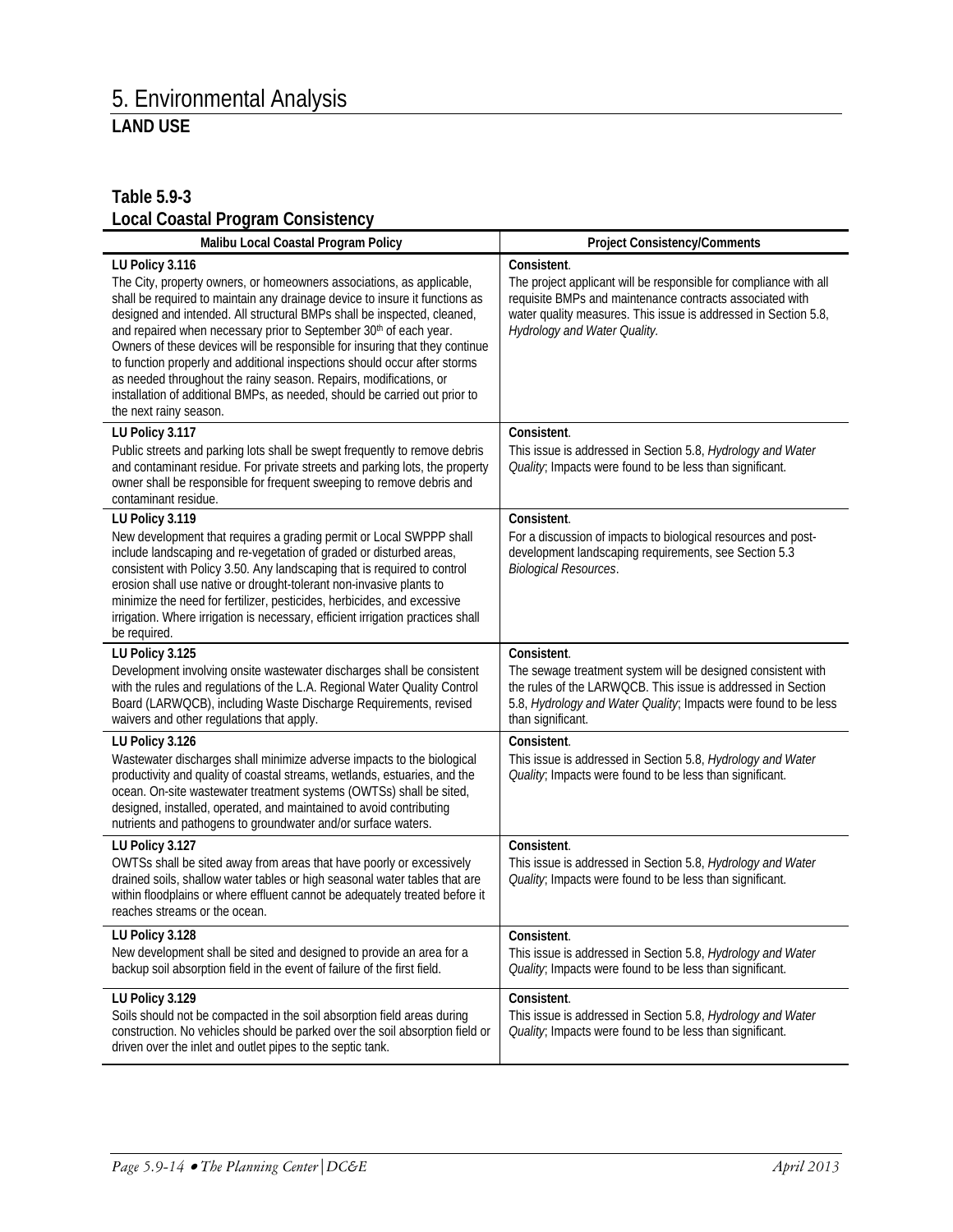# 5. Environmental Analysis

## LAND USE

**Table 5.9-3**
**Local Coastal Program Consistency**

| Malibu Local Coastal Program Policy | Project Consistency/Comments |
|---|---|
| **LU Policy 3.116**<br>The City, property owners, or homeowners associations, as applicable, shall be required to maintain any drainage device to insure it functions as designed and intended. All structural BMPs shall be inspected, cleaned, and repaired when necessary prior to September 30th of each year. Owners of these devices will be responsible for insuring that they continue to function properly and additional inspections should occur after storms as needed throughout the rainy season. Repairs, modifications, or installation of additional BMPs, as needed, should be carried out prior to the next rainy season. | **Consistent**.<br>The project applicant will be responsible for compliance with all requisite BMPs and maintenance contracts associated with water quality measures. This issue is addressed in Section 5.8, *Hydrology and Water Quality*. |
| **LU Policy 3.117**<br>Public streets and parking lots shall be swept frequently to remove debris and contaminant residue. For private streets and parking lots, the property owner shall be responsible for frequent sweeping to remove debris and contaminant residue. | **Consistent**.<br>This issue is addressed in Section 5.8, *Hydrology and Water Quality*; Impacts were found to be less than significant. |
| **LU Policy 3.119**<br>New development that requires a grading permit or Local SWPPP shall include landscaping and re-vegetation of graded or disturbed areas, consistent with Policy 3.50. Any landscaping that is required to control erosion shall use native or drought-tolerant non-invasive plants to minimize the need for fertilizer, pesticides, herbicides, and excessive irrigation. Where irrigation is necessary, efficient irrigation practices shall be required. | **Consistent**.<br>For a discussion of impacts to biological resources and post-development landscaping requirements, see Section 5.3 *Biological Resources*. |
| **LU Policy 3.125**<br>Development involving onsite wastewater discharges shall be consistent with the rules and regulations of the L.A. Regional Water Quality Control Board (LARWQCB), including Waste Discharge Requirements, revised waivers and other regulations that apply. | **Consistent**.<br>The sewage treatment system will be designed consistent with the rules of the LARWQCB. This issue is addressed in Section 5.8, *Hydrology and Water Quality*; Impacts were found to be less than significant. |
| **LU Policy 3.126**<br>Wastewater discharges shall minimize adverse impacts to the biological productivity and quality of coastal streams, wetlands, estuaries, and the ocean. On-site wastewater treatment systems (OWTSs) shall be sited, designed, installed, operated, and maintained to avoid contributing nutrients and pathogens to groundwater and/or surface waters. | **Consistent**.<br>This issue is addressed in Section 5.8, *Hydrology and Water Quality*; Impacts were found to be less than significant. |
| **LU Policy 3.127**<br>OWTSs shall be sited away from areas that have poorly or excessively drained soils, shallow water tables or high seasonal water tables that are within floodplains or where effluent cannot be adequately treated before it reaches streams or the ocean. | **Consistent**.<br>This issue is addressed in Section 5.8, *Hydrology and Water Quality*; Impacts were found to be less than significant. |
| **LU Policy 3.128**<br>New development shall be sited and designed to provide an area for a backup soil absorption field in the event of failure of the first field. | **Consistent**.<br>This issue is addressed in Section 5.8, *Hydrology and Water Quality*; Impacts were found to be less than significant. |
| **LU Policy 3.129**<br>Soils should not be compacted in the soil absorption field areas during construction. No vehicles should be parked over the soil absorption field or driven over the inlet and outlet pipes to the septic tank. | **Consistent**.<br>This issue is addressed in Section 5.8, *Hydrology and Water Quality*; Impacts were found to be less than significant. |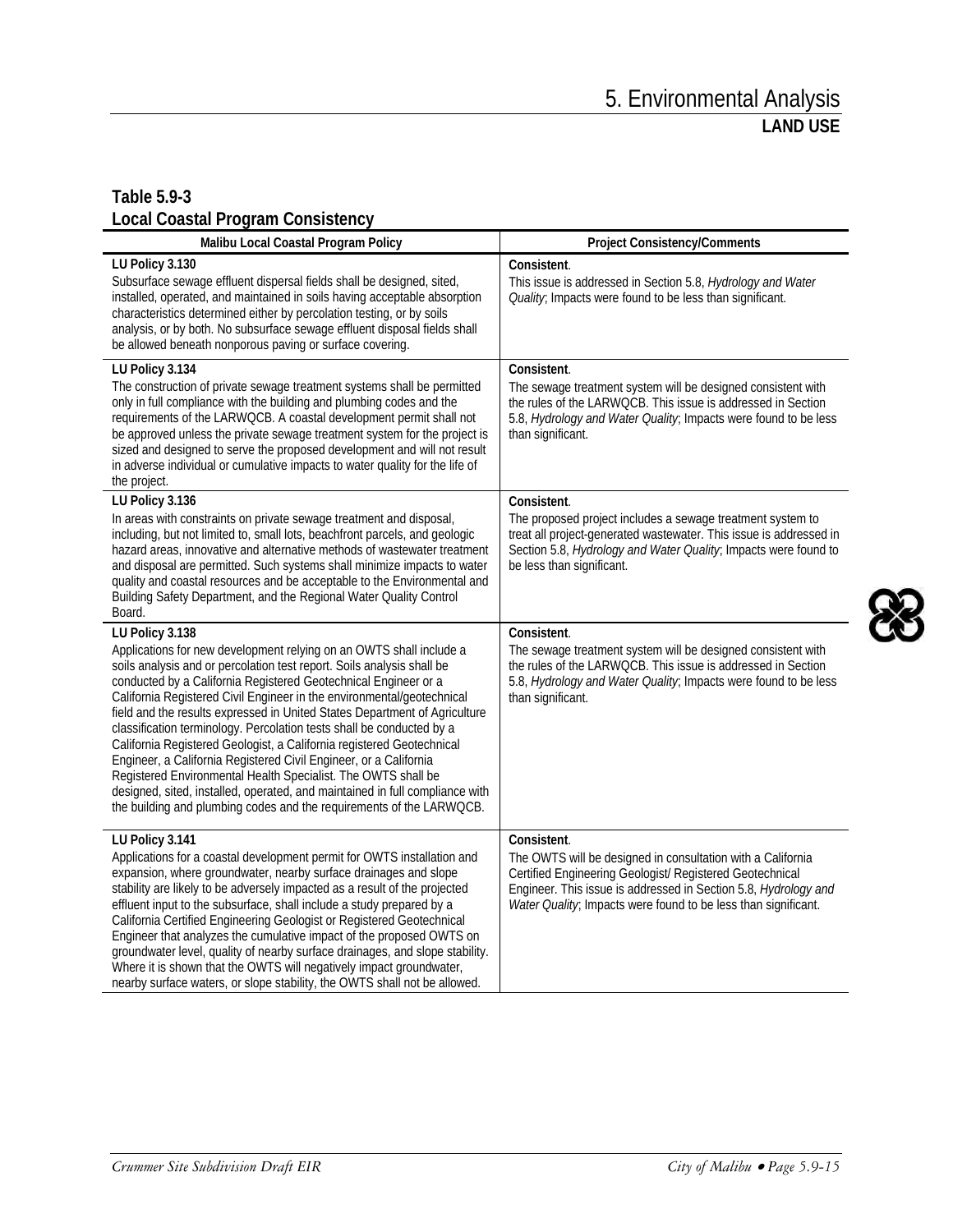**Table 5.9-3**
**Local Coastal Program Consistency**

| Malibu Local Coastal Program Policy | Project Consistency/Comments |
|---|---|
| **LU Policy 3.130**<br>Subsurface sewage effluent dispersal fields shall be designed, sited, installed, operated, and maintained in soils having acceptable absorption characteristics determined either by percolation testing, or by soils analysis, or by both. No subsurface sewage effluent disposal fields shall be allowed beneath nonporous paving or surface covering. | **Consistent**.<br>This issue is addressed in Section 5.8, *Hydrology and Water Quality*; Impacts were found to be less than significant. |
| **LU Policy 3.134**<br>The construction of private sewage treatment systems shall be permitted only in full compliance with the building and plumbing codes and the requirements of the LARWQCB. A coastal development permit shall not be approved unless the private sewage treatment system for the project is sized and designed to serve the proposed development and will not result in adverse individual or cumulative impacts to water quality for the life of the project. | **Consistent**.<br>The sewage treatment system will be designed consistent with the rules of the LARWQCB. This issue is addressed in Section 5.8, *Hydrology and Water Quality*; Impacts were found to be less than significant. |
| **LU Policy 3.136**<br>In areas with constraints on private sewage treatment and disposal, including, but not limited to, small lots, beachfront parcels, and geologic hazard areas, innovative and alternative methods of wastewater treatment and disposal are permitted. Such systems shall minimize impacts to water quality and coastal resources and be acceptable to the Environmental and Building Safety Department, and the Regional Water Quality Control Board. | **Consistent**.<br>The proposed project includes a sewage treatment system to treat all project-generated wastewater. This issue is addressed in Section 5.8, *Hydrology and Water Quality*; Impacts were found to be less than significant. |
| **LU Policy 3.138**<br>Applications for new development relying on an OWTS shall include a soils analysis and or percolation test report. Soils analysis shall be conducted by a California Registered Geotechnical Engineer or a California Registered Civil Engineer in the environmental/geotechnical field and the results expressed in United States Department of Agriculture classification terminology. Percolation tests shall be conducted by a California Registered Geologist, a California registered Geotechnical Engineer, a California Registered Civil Engineer, or a California Registered Environmental Health Specialist. The OWTS shall be designed, sited, installed, operated, and maintained in full compliance with the building and plumbing codes and the requirements of the LARWQCB. | **Consistent**.<br>The sewage treatment system will be designed consistent with the rules of the LARWQCB. This issue is addressed in Section 5.8, *Hydrology and Water Quality*; Impacts were found to be less than significant. |
| **LU Policy 3.141**<br>Applications for a coastal development permit for OWTS installation and expansion, where groundwater, nearby surface drainages and slope stability are likely to be adversely impacted as a result of the projected effluent input to the subsurface, shall include a study prepared by a California Certified Engineering Geologist or Registered Geotechnical Engineer that analyzes the cumulative impact of the proposed OWTS on groundwater level, quality of nearby surface drainages, and slope stability. Where it is shown that the OWTS will negatively impact groundwater, nearby surface waters, or slope stability, the OWTS shall not be allowed. | **Consistent**.<br>The OWTS will be designed in consultation with a California Certified Engineering Geologist/ Registered Geotechnical Engineer. This issue is addressed in Section 5.8, *Hydrology and Water Quality*; Impacts were found to be less than significant. |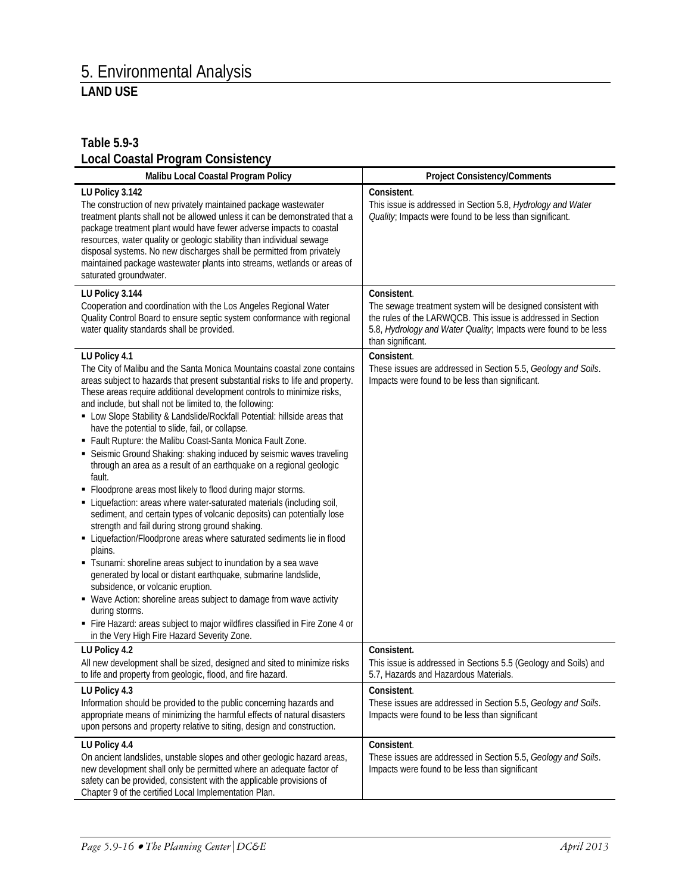# 5. Environmental Analysis

## LAND USE

**Table 5.9-3**
**Local Coastal Program Consistency**

| Malibu Local Coastal Program Policy | Project Consistency/Comments |
|---|---|
| **LU Policy 3.142**<br>The construction of new privately maintained package wastewater treatment plants shall not be allowed unless it can be demonstrated that a package treatment plant would have fewer adverse impacts to coastal resources, water quality or geologic stability than individual sewage disposal systems. No new discharges shall be permitted from privately maintained package wastewater plants into streams, wetlands or areas of saturated groundwater. | **Consistent**.<br>This issue is addressed in Section 5.8, *Hydrology and Water Quality*; Impacts were found to be less than significant. |
| **LU Policy 3.144**<br>Cooperation and coordination with the Los Angeles Regional Water Quality Control Board to ensure septic system conformance with regional water quality standards shall be provided. | **Consistent**.<br>The sewage treatment system will be designed consistent with the rules of the LARWQCB. This issue is addressed in Section 5.8, *Hydrology and Water Quality*; Impacts were found to be less than significant. |
| **LU Policy 4.1**<br>The City of Malibu and the Santa Monica Mountains coastal zone contains areas subject to hazards that present substantial risks to life and property. These areas require additional development controls to minimize risks, and include, but shall not be limited to, the following:<br>▪ Low Slope Stability & Landslide/Rockfall Potential: hillside areas that have the potential to slide, fail, or collapse.<br>▪ Fault Rupture: the Malibu Coast-Santa Monica Fault Zone.<br>▪ Seismic Ground Shaking: shaking induced by seismic waves traveling through an area as a result of an earthquake on a regional geologic fault.<br>▪ Floodprone areas most likely to flood during major storms.<br>▪ Liquefaction: areas where water-saturated materials (including soil, sediment, and certain types of volcanic deposits) can potentially lose strength and fail during strong ground shaking.<br>▪ Liquefaction/Floodprone areas where saturated sediments lie in flood plains.<br>▪ Tsunami: shoreline areas subject to inundation by a sea wave generated by local or distant earthquake, submarine landslide, subsidence, or volcanic eruption.<br>▪ Wave Action: shoreline areas subject to damage from wave activity during storms.<br>▪ Fire Hazard: areas subject to major wildfires classified in Fire Zone 4 or in the Very High Fire Hazard Severity Zone. | **Consistent**.<br>These issues are addressed in Section 5.5, *Geology and Soils*. Impacts were found to be less than significant. |
| **LU Policy 4.2**<br>All new development shall be sized, designed and sited to minimize risks to life and property from geologic, flood, and fire hazard. | **Consistent.**<br>This issue is addressed in Sections 5.5 (Geology and Soils) and 5.7, Hazards and Hazardous Materials. |
| **LU Policy 4.3**<br>Information should be provided to the public concerning hazards and appropriate means of minimizing the harmful effects of natural disasters upon persons and property relative to siting, design and construction. | **Consistent**.<br>These issues are addressed in Section 5.5, *Geology and Soils*. Impacts were found to be less than significant |
| **LU Policy 4.4**<br>On ancient landslides, unstable slopes and other geologic hazard areas, new development shall only be permitted where an adequate factor of safety can be provided, consistent with the applicable provisions of Chapter 9 of the certified Local Implementation Plan. | **Consistent**.<br>These issues are addressed in Section 5.5, *Geology and Soils*. Impacts were found to be less than significant |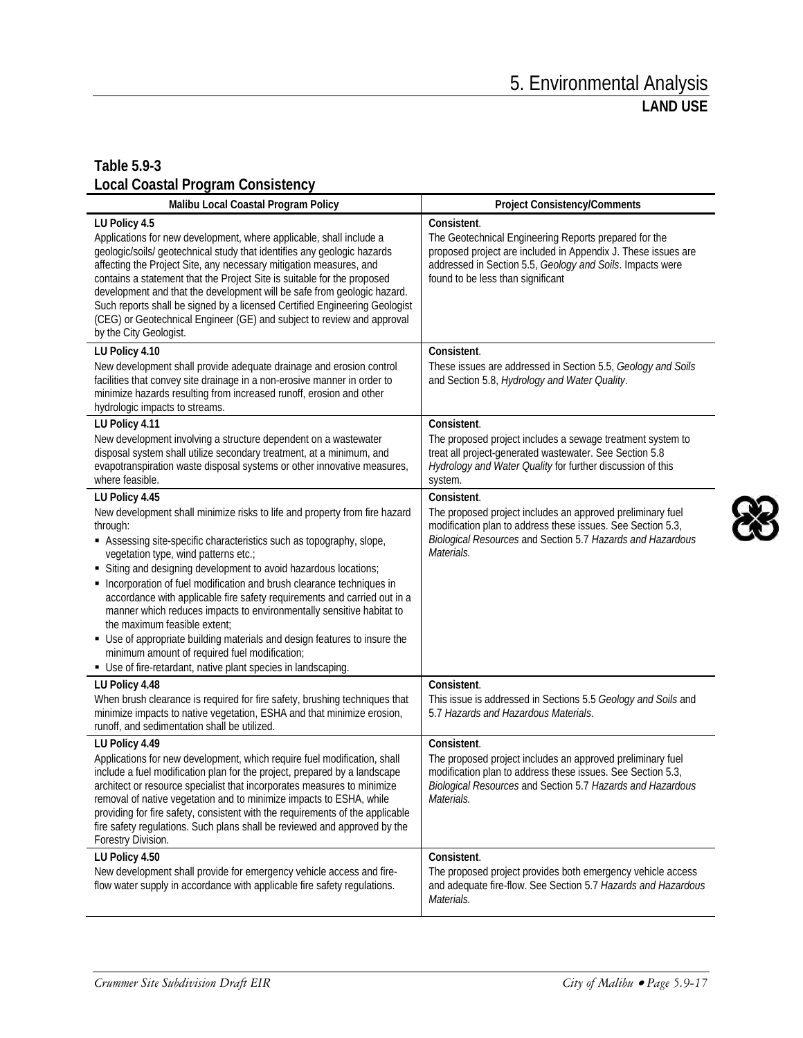# 5. Environmental Analysis

## LAND USE

**Table 5.9-3**
**Local Coastal Program Consistency**

| Malibu Local Coastal Program Policy | Project Consistency/Comments |
|---|---|
| **LU Policy 4.5**<br>Applications for new development, where applicable, shall include a geologic/soils/ geotechnical study that identifies any geologic hazards affecting the Project Site, any necessary mitigation measures, and contains a statement that the Project Site is suitable for the proposed development and that the development will be safe from geologic hazard. Such reports shall be signed by a licensed Certified Engineering Geologist (CEG) or Geotechnical Engineer (GE) and subject to review and approval by the City Geologist. | **Consistent**.<br>The Geotechnical Engineering Reports prepared for the proposed project are included in Appendix J. These issues are addressed in Section 5.5, *Geology and Soils*. Impacts were found to be less than significant |
| **LU Policy 4.10**<br>New development shall provide adequate drainage and erosion control facilities that convey site drainage in a non-erosive manner in order to minimize hazards resulting from increased runoff, erosion and other hydrologic impacts to streams. | **Consistent**.<br>These issues are addressed in Section 5.5, *Geology and Soils* and Section 5.8, *Hydrology and Water Quality*. |
| **LU Policy 4.11**<br>New development involving a structure dependent on a wastewater disposal system shall utilize secondary treatment, at a minimum, and evapotranspiration waste disposal systems or other innovative measures, where feasible. | **Consistent**.<br>The proposed project includes a sewage treatment system to treat all project-generated wastewater. See Section 5.8 *Hydrology and Water Quality* for further discussion of this system. |
| **LU Policy 4.45**<br>New development shall minimize risks to life and property from fire hazard through:<br>▪ Assessing site-specific characteristics such as topography, slope, vegetation type, wind patterns etc.;<br>▪ Siting and designing development to avoid hazardous locations;<br>▪ Incorporation of fuel modification and brush clearance techniques in accordance with applicable fire safety requirements and carried out in a manner which reduces impacts to environmentally sensitive habitat to the maximum feasible extent;<br>▪ Use of appropriate building materials and design features to insure the minimum amount of required fuel modification;<br>▪ Use of fire-retardant, native plant species in landscaping. | **Consistent**.<br>The proposed project includes an approved preliminary fuel modification plan to address these issues. See Section 5.3, *Biological Resources* and Section 5.7 *Hazards and Hazardous Materials.* |
| **LU Policy 4.48**<br>When brush clearance is required for fire safety, brushing techniques that minimize impacts to native vegetation, ESHA and that minimize erosion, runoff, and sedimentation shall be utilized. | **Consistent**.<br>This issue is addressed in Sections 5.5 *Geology and Soils* and 5.7 *Hazards and Hazardous Materials*. |
| **LU Policy 4.49**<br>Applications for new development, which require fuel modification, shall include a fuel modification plan for the project, prepared by a landscape architect or resource specialist that incorporates measures to minimize removal of native vegetation and to minimize impacts to ESHA, while providing for fire safety, consistent with the requirements of the applicable fire safety regulations. Such plans shall be reviewed and approved by the Forestry Division. | **Consistent**.<br>The proposed project includes an approved preliminary fuel modification plan to address these issues. See Section 5.3, *Biological Resources* and Section 5.7 *Hazards and Hazardous Materials.* |
| **LU Policy 4.50**<br>New development shall provide for emergency vehicle access and fire-flow water supply in accordance with applicable fire safety regulations. | **Consistent**.<br>The proposed project provides both emergency vehicle access and adequate fire-flow. See Section 5.7 *Hazards and Hazardous Materials.* |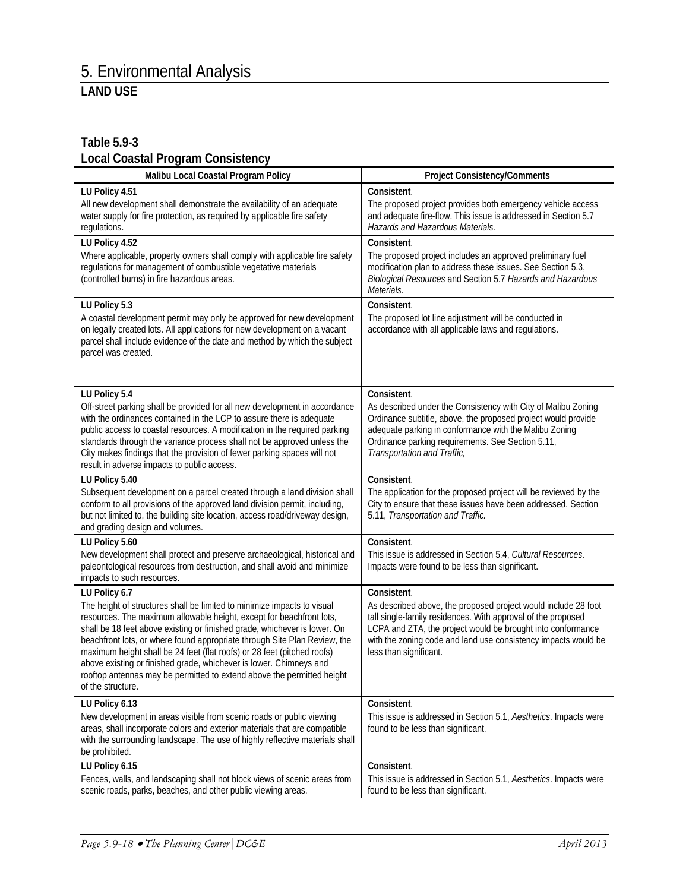# 5. Environmental Analysis

## LAND USE

**Table 5.9-3**
**Local Coastal Program Consistency**

| Malibu Local Coastal Program Policy | Project Consistency/Comments |
|---|---|
| **LU Policy 4.51**<br>All new development shall demonstrate the availability of an adequate water supply for fire protection, as required by applicable fire safety regulations. | **Consistent**.<br>The proposed project provides both emergency vehicle access and adequate fire-flow. This issue is addressed in Section 5.7 *Hazards and Hazardous Materials.* |
| **LU Policy 4.52**<br>Where applicable, property owners shall comply with applicable fire safety regulations for management of combustible vegetative materials (controlled burns) in fire hazardous areas. | **Consistent**.<br>The proposed project includes an approved preliminary fuel modification plan to address these issues. See Section 5.3, *Biological Resources* and Section 5.7 *Hazards and Hazardous Materials.* |
| **LU Policy 5.3**<br>A coastal development permit may only be approved for new development on legally created lots. All applications for new development on a vacant parcel shall include evidence of the date and method by which the subject parcel was created. | **Consistent**.<br>The proposed lot line adjustment will be conducted in accordance with all applicable laws and regulations. |
| **LU Policy 5.4**<br>Off-street parking shall be provided for all new development in accordance with the ordinances contained in the LCP to assure there is adequate public access to coastal resources. A modification in the required parking standards through the variance process shall not be approved unless the City makes findings that the provision of fewer parking spaces will not result in adverse impacts to public access. | **Consistent**.<br>As described under the Consistency with City of Malibu Zoning Ordinance subtitle, above, the proposed project would provide adequate parking in conformance with the Malibu Zoning Ordinance parking requirements. See Section 5.11, *Transportation and Traffic,* |
| **LU Policy 5.40**<br>Subsequent development on a parcel created through a land division shall conform to all provisions of the approved land division permit, including, but not limited to, the building site location, access road/driveway design, and grading design and volumes. | **Consistent**.<br>The application for the proposed project will be reviewed by the City to ensure that these issues have been addressed. Section 5.11, *Transportation and Traffic.* |
| **LU Policy 5.60**<br>New development shall protect and preserve archaeological, historical and paleontological resources from destruction, and shall avoid and minimize impacts to such resources. | **Consistent**.<br>This issue is addressed in Section 5.4, *Cultural Resources*. Impacts were found to be less than significant. |
| **LU Policy 6.7**<br>The height of structures shall be limited to minimize impacts to visual resources. The maximum allowable height, except for beachfront lots, shall be 18 feet above existing or finished grade, whichever is lower. On beachfront lots, or where found appropriate through Site Plan Review, the maximum height shall be 24 feet (flat roofs) or 28 feet (pitched roofs) above existing or finished grade, whichever is lower. Chimneys and rooftop antennas may be permitted to extend above the permitted height of the structure. | **Consistent**.<br>As described above, the proposed project would include 28 foot tall single-family residences. With approval of the proposed LCPA and ZTA, the project would be brought into conformance with the zoning code and land use consistency impacts would be less than significant. |
| **LU Policy 6.13**<br>New development in areas visible from scenic roads or public viewing areas, shall incorporate colors and exterior materials that are compatible with the surrounding landscape. The use of highly reflective materials shall be prohibited. | **Consistent**.<br>This issue is addressed in Section 5.1, *Aesthetics*. Impacts were found to be less than significant. |
| **LU Policy 6.15**<br>Fences, walls, and landscaping shall not block views of scenic areas from scenic roads, parks, beaches, and other public viewing areas. | **Consistent**.<br>This issue is addressed in Section 5.1, *Aesthetics*. Impacts were found to be less than significant. |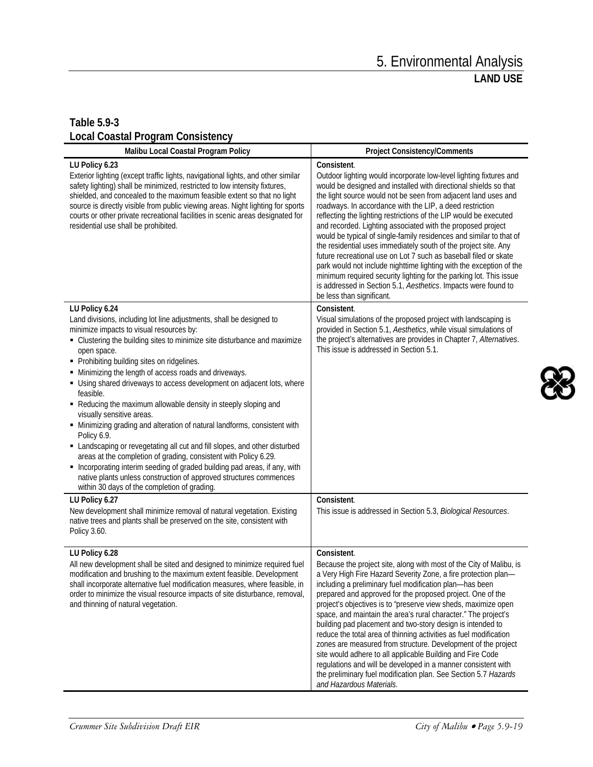**Table 5.9-3**
**Local Coastal Program Consistency**

| Malibu Local Coastal Program Policy | Project Consistency/Comments |
|---|---|
| **LU Policy 6.23**<br>Exterior lighting (except traffic lights, navigational lights, and other similar safety lighting) shall be minimized, restricted to low intensity fixtures, shielded, and concealed to the maximum feasible extent so that no light source is directly visible from public viewing areas. Night lighting for sports courts or other private recreational facilities in scenic areas designated for residential use shall be prohibited. | **Consistent**.<br>Outdoor lighting would incorporate low-level lighting fixtures and would be designed and installed with directional shields so that the light source would not be seen from adjacent land uses and roadways. In accordance with the LIP, a deed restriction reflecting the lighting restrictions of the LIP would be executed and recorded. Lighting associated with the proposed project would be typical of single-family residences and similar to that of the residential uses immediately south of the project site. Any future recreational use on Lot 7 such as baseball filed or skate park would not include nighttime lighting with the exception of the minimum required security lighting for the parking lot. This issue is addressed in Section 5.1, *Aesthetics*. Impacts were found to be less than significant. |
| **LU Policy 6.24**<br>Land divisions, including lot line adjustments, shall be designed to minimize impacts to visual resources by:<br>▪ Clustering the building sites to minimize site disturbance and maximize open space.<br>▪ Prohibiting building sites on ridgelines.<br>▪ Minimizing the length of access roads and driveways.<br>▪ Using shared driveways to access development on adjacent lots, where feasible.<br>▪ Reducing the maximum allowable density in steeply sloping and visually sensitive areas.<br>▪ Minimizing grading and alteration of natural landforms, consistent with Policy 6.9.<br>▪ Landscaping or revegetating all cut and fill slopes, and other disturbed areas at the completion of grading, consistent with Policy 6.29.<br>▪ Incorporating interim seeding of graded building pad areas, if any, with native plants unless construction of approved structures commences within 30 days of the completion of grading. | **Consistent**.<br>Visual simulations of the proposed project with landscaping is provided in Section 5.1, *Aesthetics*, while visual simulations of the project's alternatives are provides in Chapter 7, *Alternatives*. This issue is addressed in Section 5.1. |
| **LU Policy 6.27**<br>New development shall minimize removal of natural vegetation. Existing native trees and plants shall be preserved on the site, consistent with Policy 3.60. | **Consistent**.<br>This issue is addressed in Section 5.3, *Biological Resources*. |
| **LU Policy 6.28**<br>All new development shall be sited and designed to minimize required fuel modification and brushing to the maximum extent feasible. Development shall incorporate alternative fuel modification measures, where feasible, in order to minimize the visual resource impacts of site disturbance, removal, and thinning of natural vegetation. | **Consistent**.<br>Because the project site, along with most of the City of Malibu, is a Very High Fire Hazard Severity Zone, a fire protection plan—including a preliminary fuel modification plan—has been prepared and approved for the proposed project. One of the project's objectives is to "preserve view sheds, maximize open space, and maintain the area's rural character." The project's building pad placement and two-story design is intended to reduce the total area of thinning activities as fuel modification zones are measured from structure. Development of the project site would adhere to all applicable Building and Fire Code regulations and will be developed in a manner consistent with the preliminary fuel modification plan. See Section 5.7 *Hazards and Hazardous Materials*. |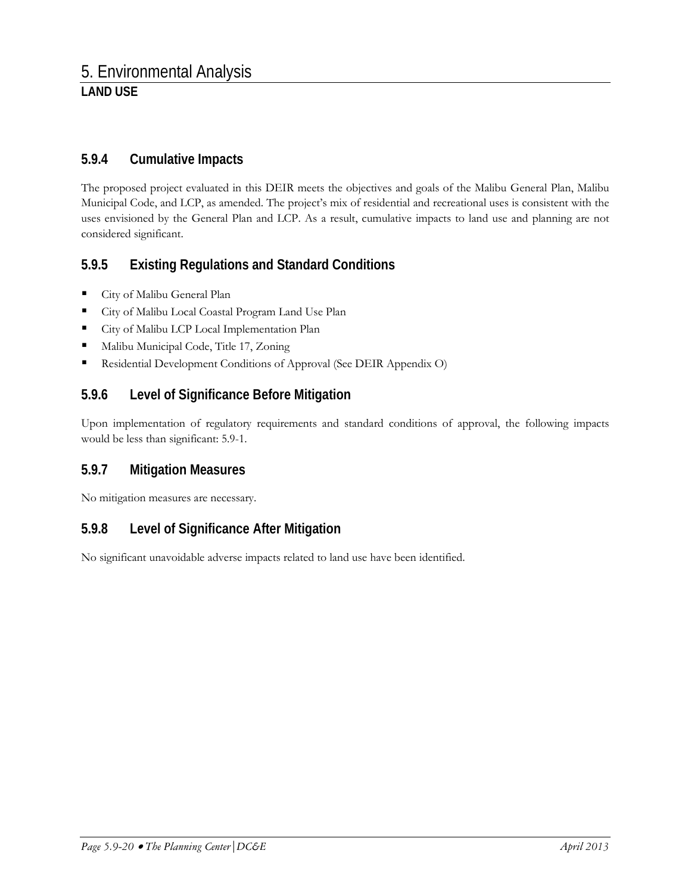### 5.9.4 Cumulative Impacts

The proposed project evaluated in this DEIR meets the objectives and goals of the Malibu General Plan, Malibu Municipal Code, and LCP, as amended. The project's mix of residential and recreational uses is consistent with the uses envisioned by the General Plan and LCP. As a result, cumulative impacts to land use and planning are not considered significant.

### 5.9.5 Existing Regulations and Standard Conditions

- City of Malibu General Plan
- City of Malibu Local Coastal Program Land Use Plan
- City of Malibu LCP Local Implementation Plan
- Malibu Municipal Code, Title 17, Zoning
- Residential Development Conditions of Approval (See DEIR Appendix O)

### 5.9.6 Level of Significance Before Mitigation

Upon implementation of regulatory requirements and standard conditions of approval, the following impacts would be less than significant: 5.9-1.

### 5.9.7 Mitigation Measures

No mitigation measures are necessary.

### 5.9.8 Level of Significance After Mitigation

No significant unavoidable adverse impacts related to land use have been identified.